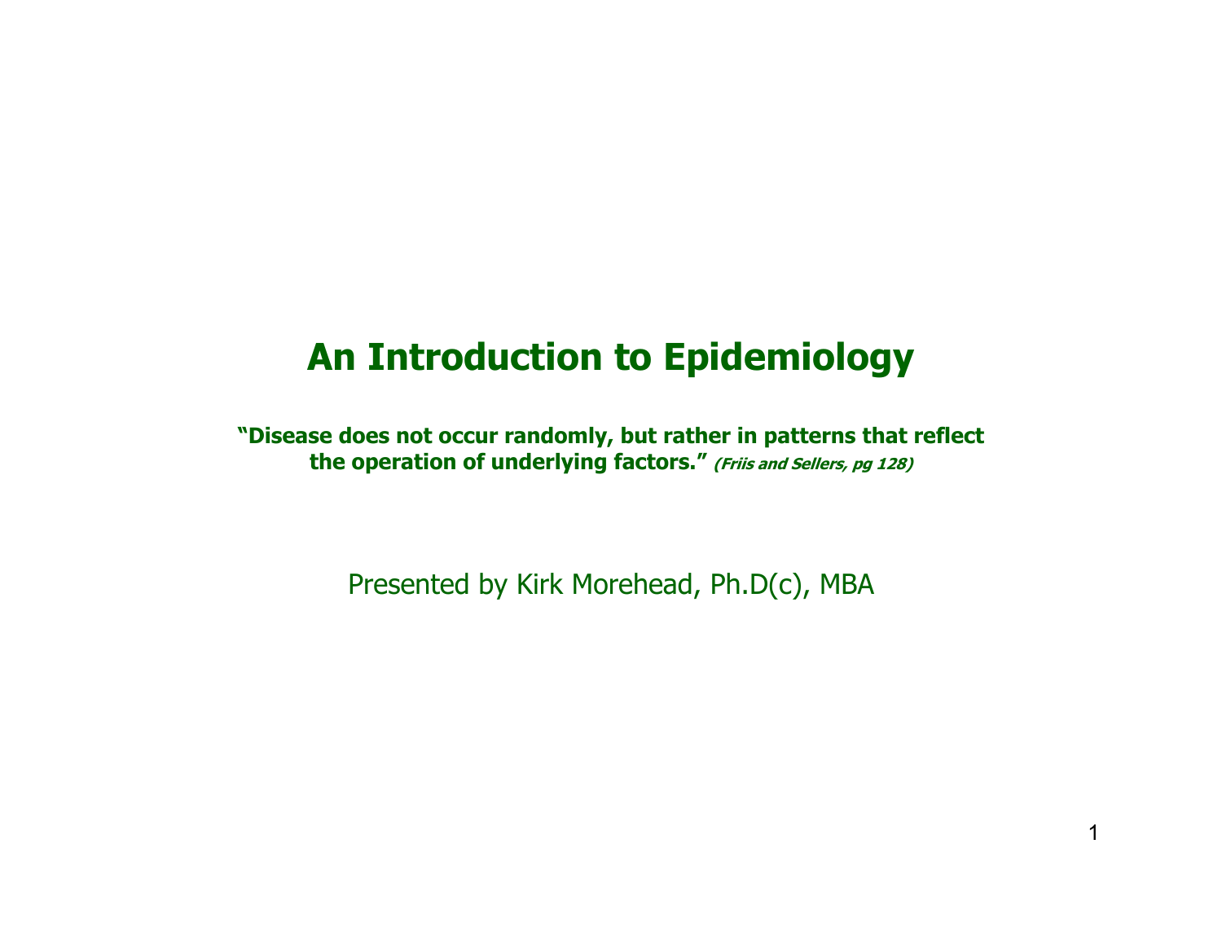# An Introduction to Epidemiology

**"Disease does not occur randomly, but rather in patterns that reflect the operation of underlying factors."** ***(Friis and Sellers, pg 128)***

Presented by Kirk Morehead, Ph.D(c), MBA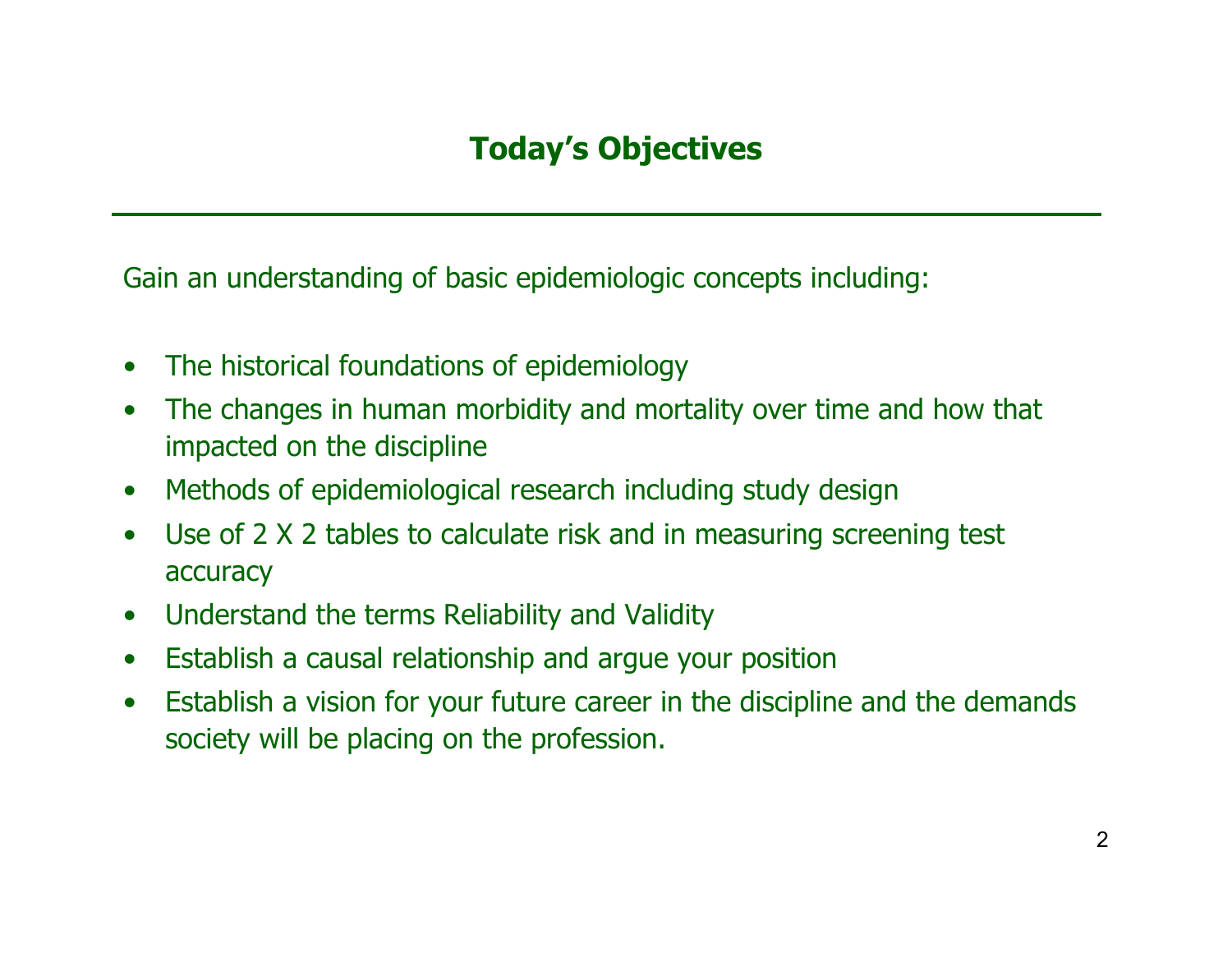## Today's Objectives

Gain an understanding of basic epidemiologic concepts including:

- The historical foundations of epidemiology
- The changes in human morbidity and mortality over time and how that impacted on the discipline
- Methods of epidemiological research including study design
- Use of 2 X 2 tables to calculate risk and in measuring screening test accuracy
- Understand the terms Reliability and Validity
- Establish a causal relationship and argue your position
- Establish a vision for your future career in the discipline and the demands society will be placing on the profession.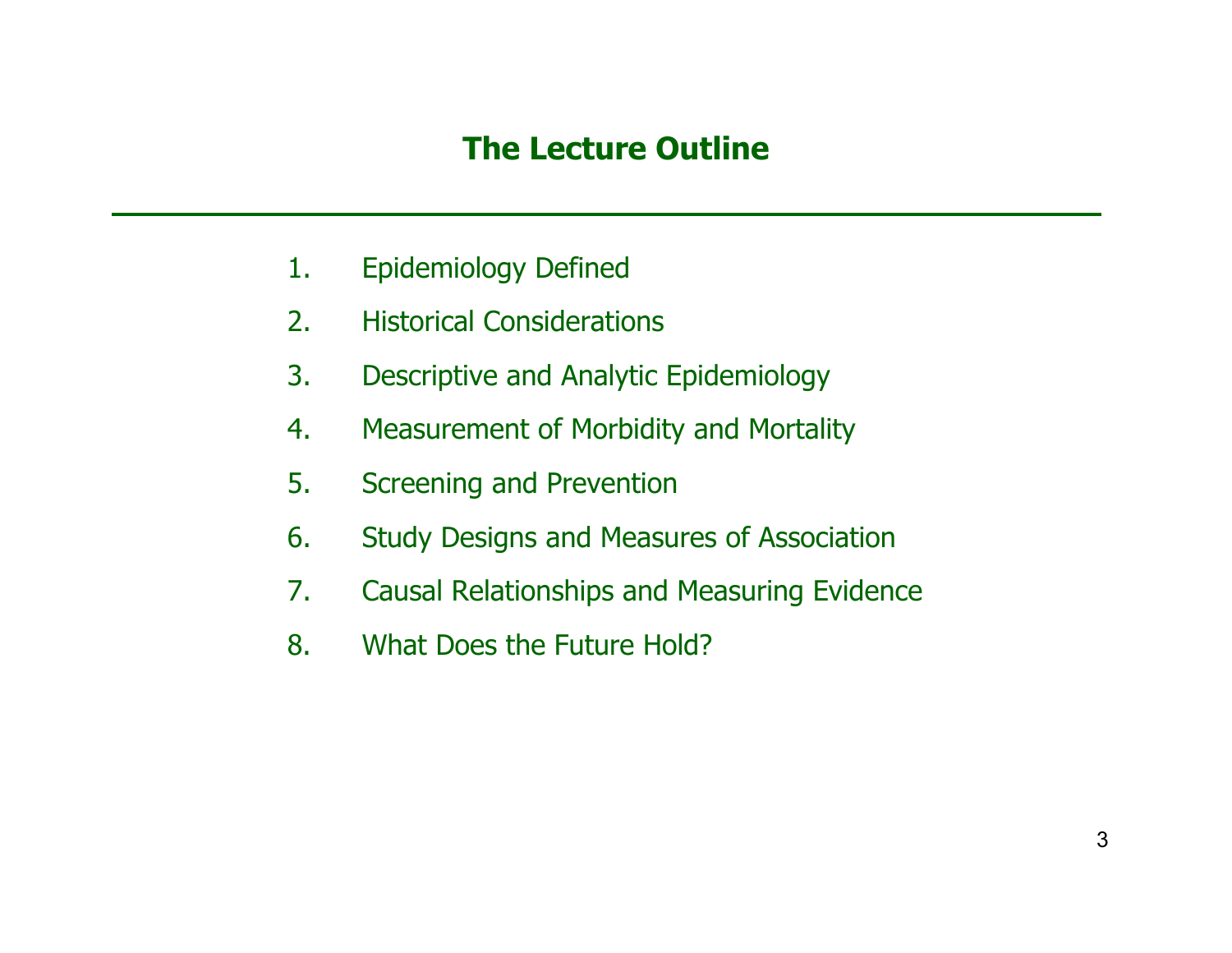# The Lecture Outline

1. Epidemiology Defined
2. Historical Considerations
3. Descriptive and Analytic Epidemiology
4. Measurement of Morbidity and Mortality
5. Screening and Prevention
6. Study Designs and Measures of Association
7. Causal Relationships and Measuring Evidence
8. What Does the Future Hold?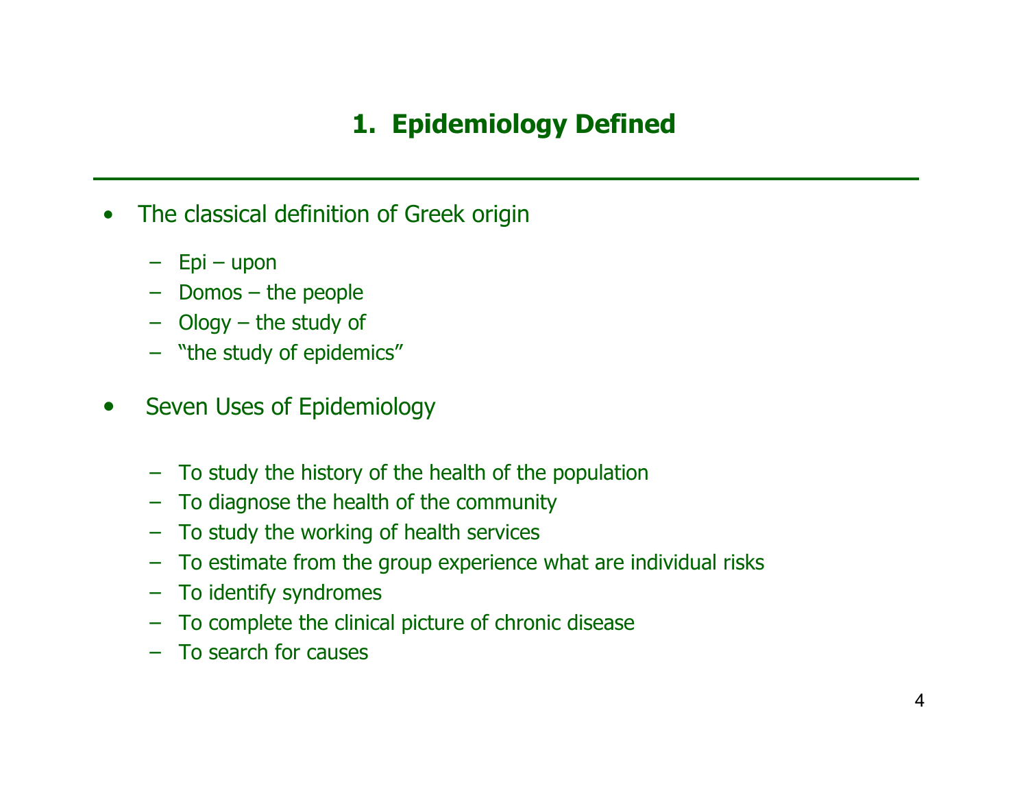# 1. Epidemiology Defined

- The classical definition of Greek origin
  - Epi – upon
  - Domos – the people
  - Ology – the study of
  - "the study of epidemics"

- Seven Uses of Epidemiology
  - To study the history of the health of the population
  - To diagnose the health of the community
  - To study the working of health services
  - To estimate from the group experience what are individual risks
  - To identify syndromes
  - To complete the clinical picture of chronic disease
  - To search for causes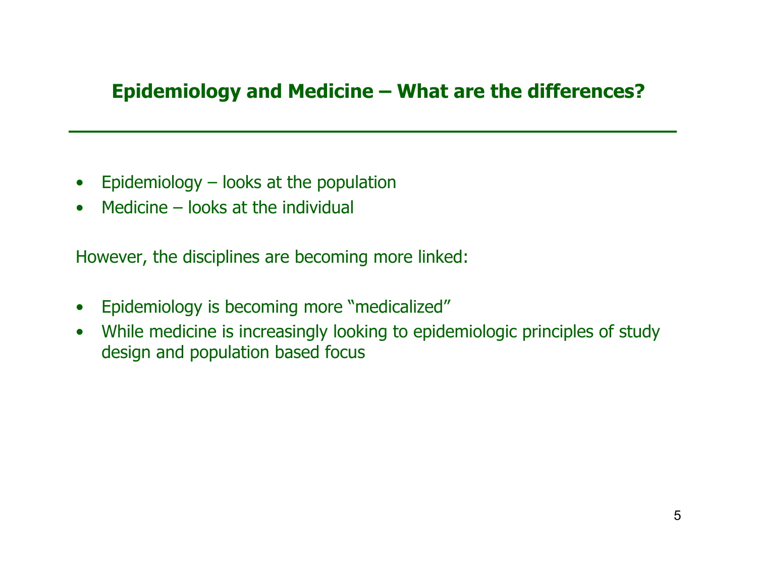## Epidemiology and Medicine – What are the differences?

- Epidemiology – looks at the population
- Medicine – looks at the individual

However, the disciplines are becoming more linked:

- Epidemiology is becoming more "medicalized"
- While medicine is increasingly looking to epidemiologic principles of study design and population based focus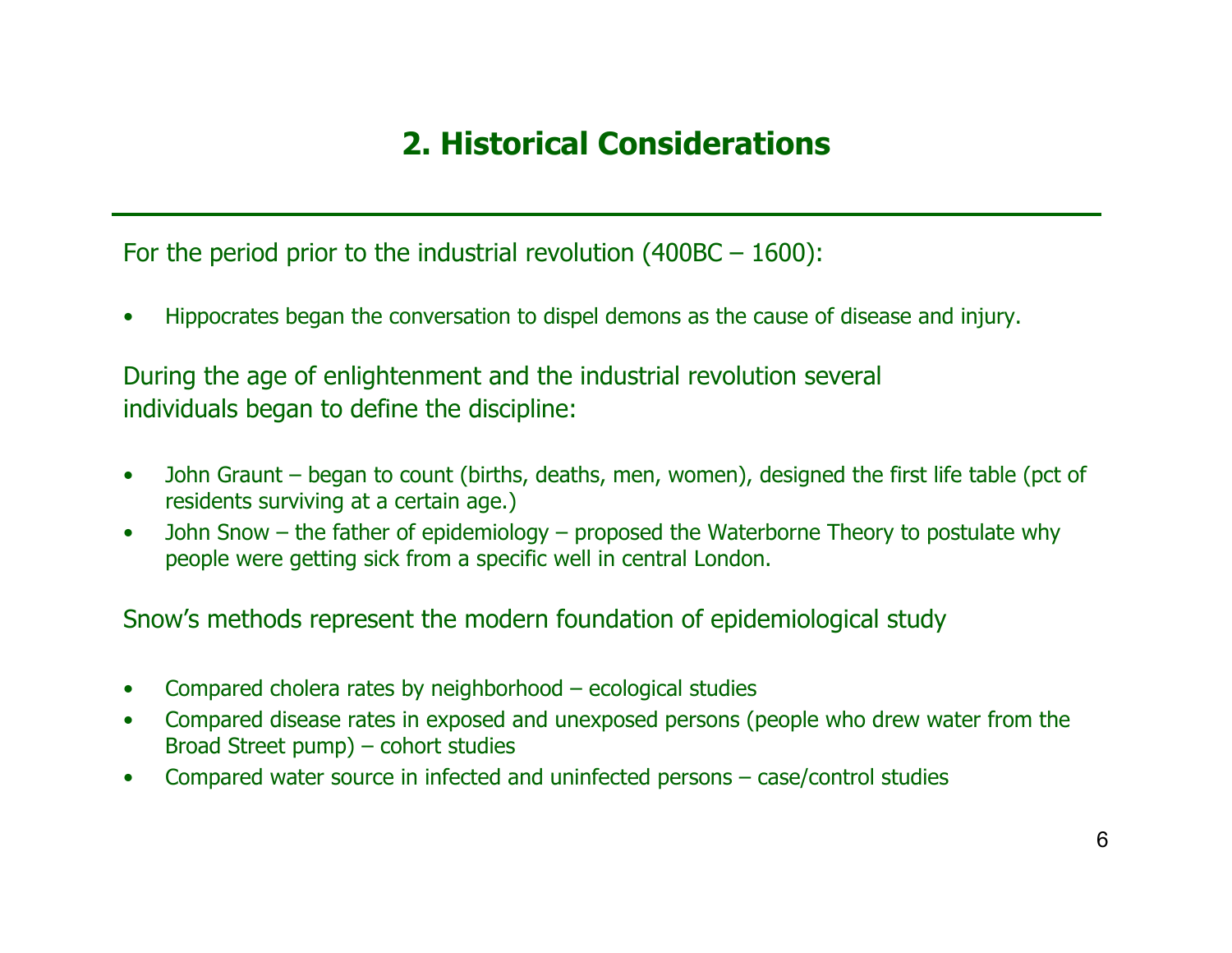## 2. Historical Considerations

For the period prior to the industrial revolution (400BC – 1600):

- Hippocrates began the conversation to dispel demons as the cause of disease and injury.

During the age of enlightenment and the industrial revolution several individuals began to define the discipline:

- John Graunt – began to count (births, deaths, men, women), designed the first life table (pct of residents surviving at a certain age.)
- John Snow – the father of epidemiology – proposed the Waterborne Theory to postulate why people were getting sick from a specific well in central London.

Snow's methods represent the modern foundation of epidemiological study

- Compared cholera rates by neighborhood – ecological studies
- Compared disease rates in exposed and unexposed persons (people who drew water from the Broad Street pump) – cohort studies
- Compared water source in infected and uninfected persons – case/control studies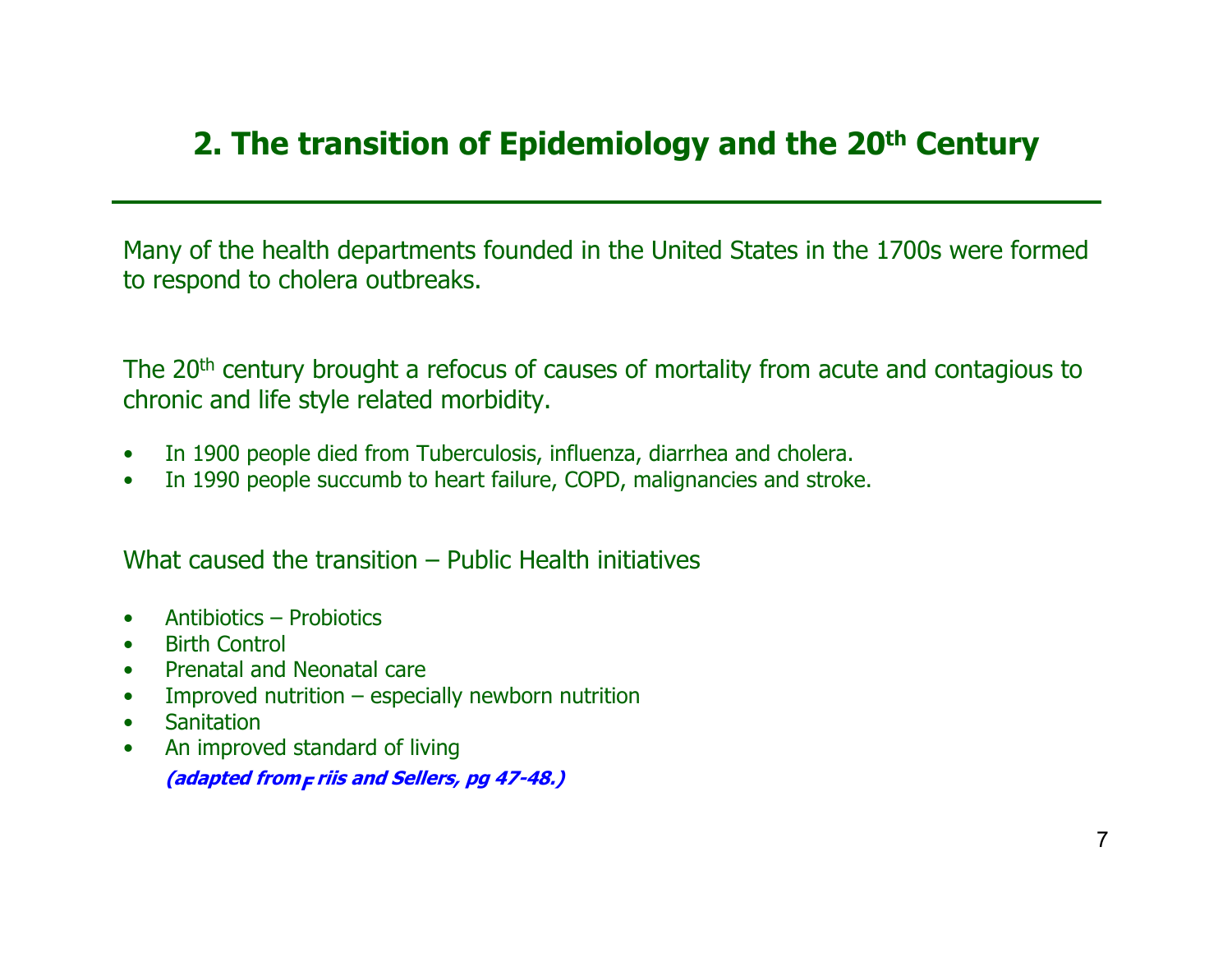## 2. The transition of Epidemiology and the 20th Century

Many of the health departments founded in the United States in the 1700s were formed to respond to cholera outbreaks.

The 20th century brought a refocus of causes of mortality from acute and contagious to chronic and life style related morbidity.

- In 1900 people died from Tuberculosis, influenza, diarrhea and cholera.
- In 1990 people succumb to heart failure, COPD, malignancies and stroke.

What caused the transition – Public Health initiatives

- Antibiotics – Probiotics
- Birth Control
- Prenatal and Neonatal care
- Improved nutrition – especially newborn nutrition
- Sanitation
- An improved standard of living

***(adapted from Friis and Sellers, pg 47-48.)***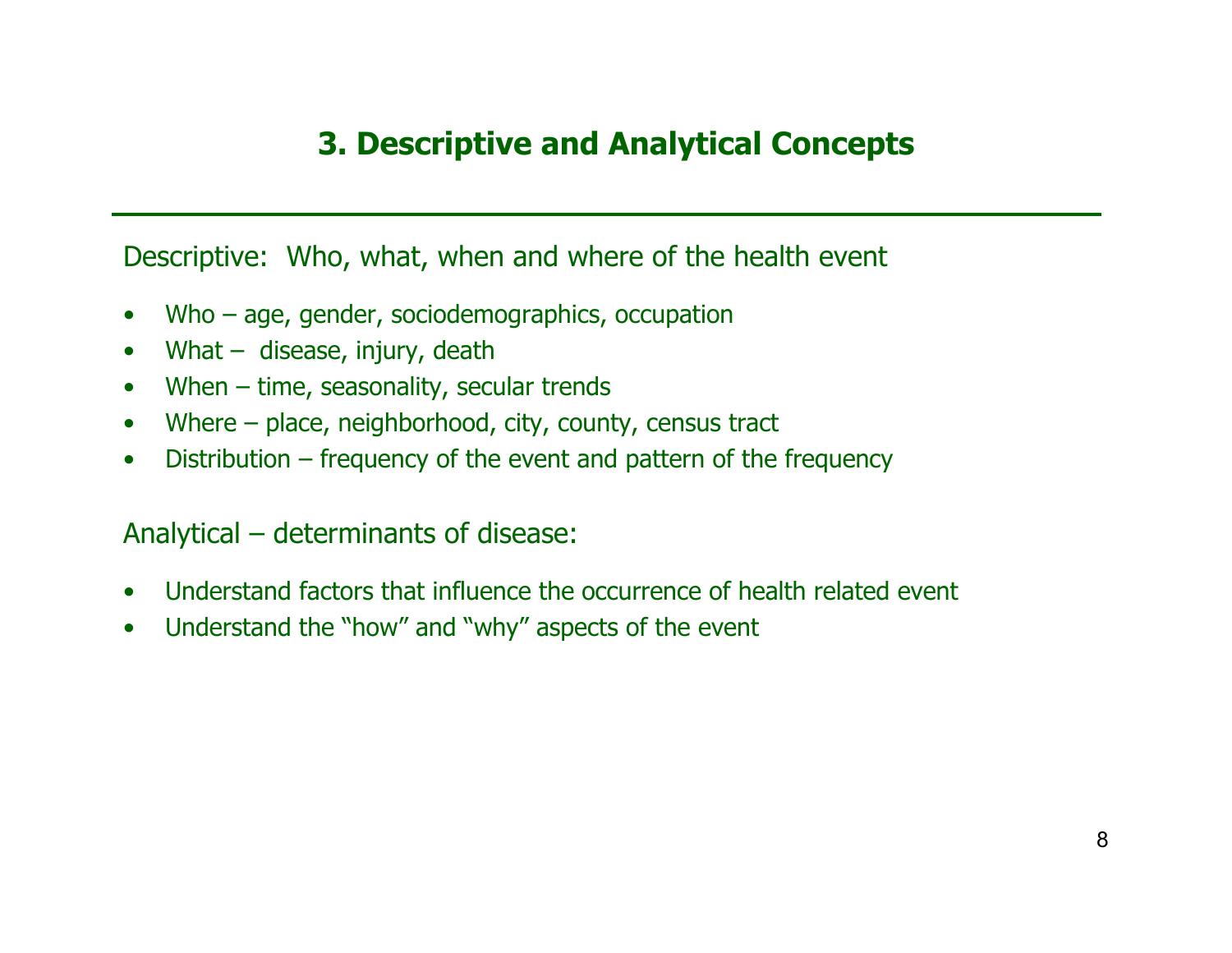## 3. Descriptive and Analytical Concepts

Descriptive: Who, what, when and where of the health event

- Who – age, gender, sociodemographics, occupation
- What – disease, injury, death
- When – time, seasonality, secular trends
- Where – place, neighborhood, city, county, census tract
- Distribution – frequency of the event and pattern of the frequency

Analytical – determinants of disease:

- Understand factors that influence the occurrence of health related event
- Understand the "how" and "why" aspects of the event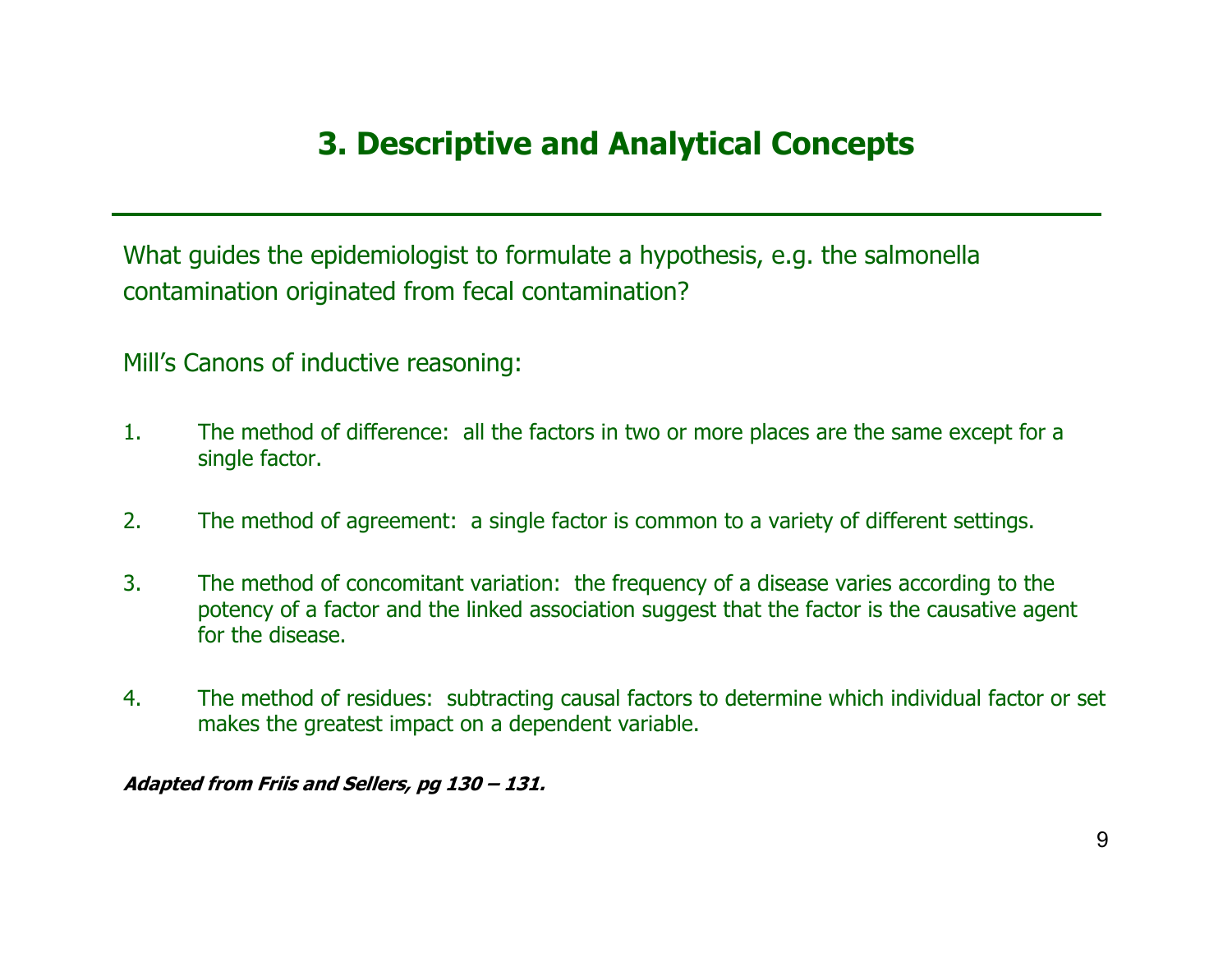# 3. Descriptive and Analytical Concepts

What guides the epidemiologist to formulate a hypothesis, e.g. the salmonella contamination originated from fecal contamination?

Mill's Canons of inductive reasoning:

1. The method of difference: all the factors in two or more places are the same except for a single factor.

2. The method of agreement: a single factor is common to a variety of different settings.

3. The method of concomitant variation: the frequency of a disease varies according to the potency of a factor and the linked association suggest that the factor is the causative agent for the disease.

4. The method of residues: subtracting causal factors to determine which individual factor or set makes the greatest impact on a dependent variable.

***Adapted from Friis and Sellers, pg 130 – 131.***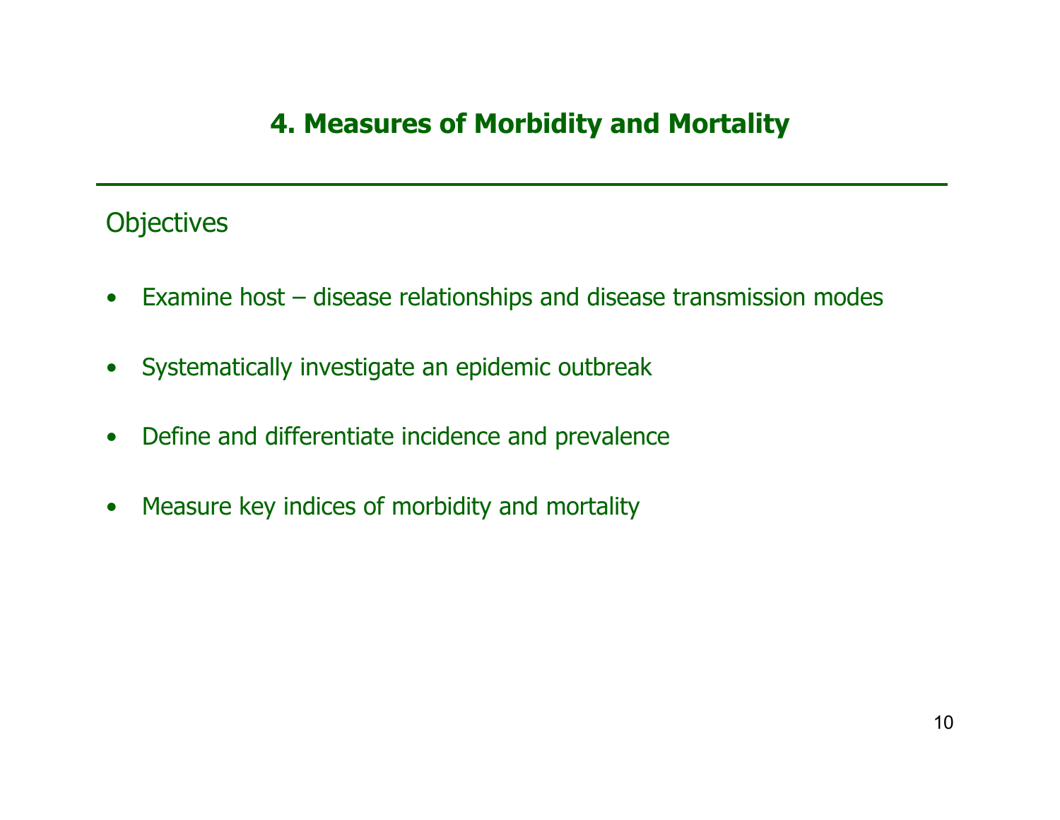# 4. Measures of Morbidity and Mortality

## Objectives

- Examine host – disease relationships and disease transmission modes
- Systematically investigate an epidemic outbreak
- Define and differentiate incidence and prevalence
- Measure key indices of morbidity and mortality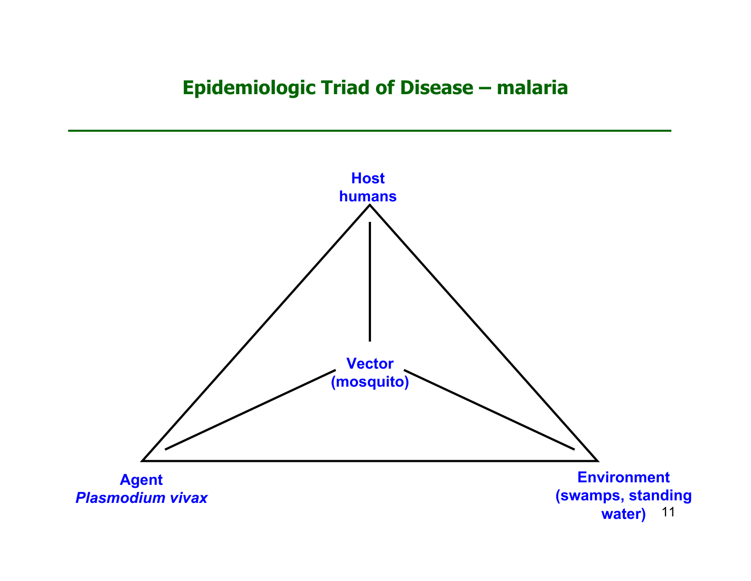# Epidemiologic Triad of Disease – malaria

**Host**
**humans**

**Vector**
**(mosquito)**

**Agent**
***Plasmodium vivax***

**Environment**
**(swamps, standing water)**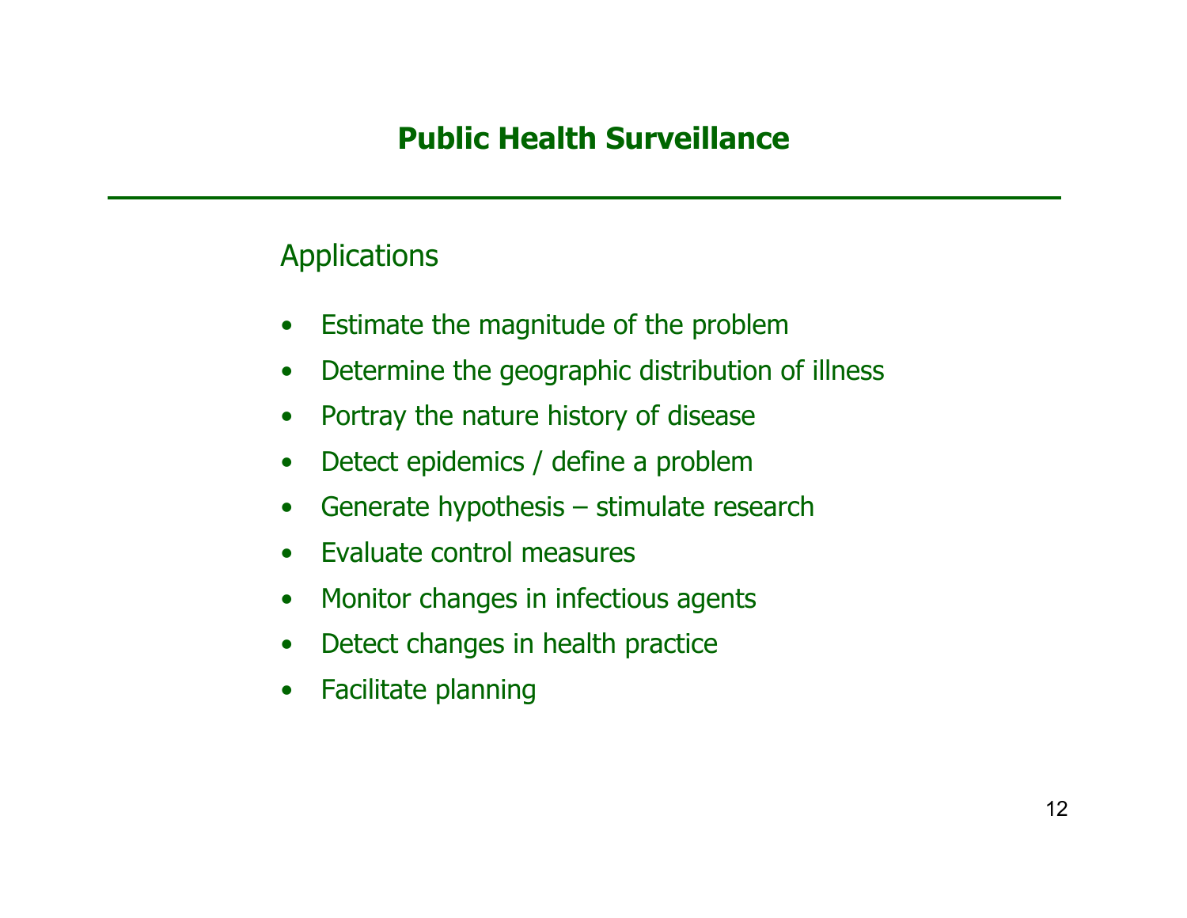# Public Health Surveillance

## Applications

- Estimate the magnitude of the problem
- Determine the geographic distribution of illness
- Portray the nature history of disease
- Detect epidemics / define a problem
- Generate hypothesis – stimulate research
- Evaluate control measures
- Monitor changes in infectious agents
- Detect changes in health practice
- Facilitate planning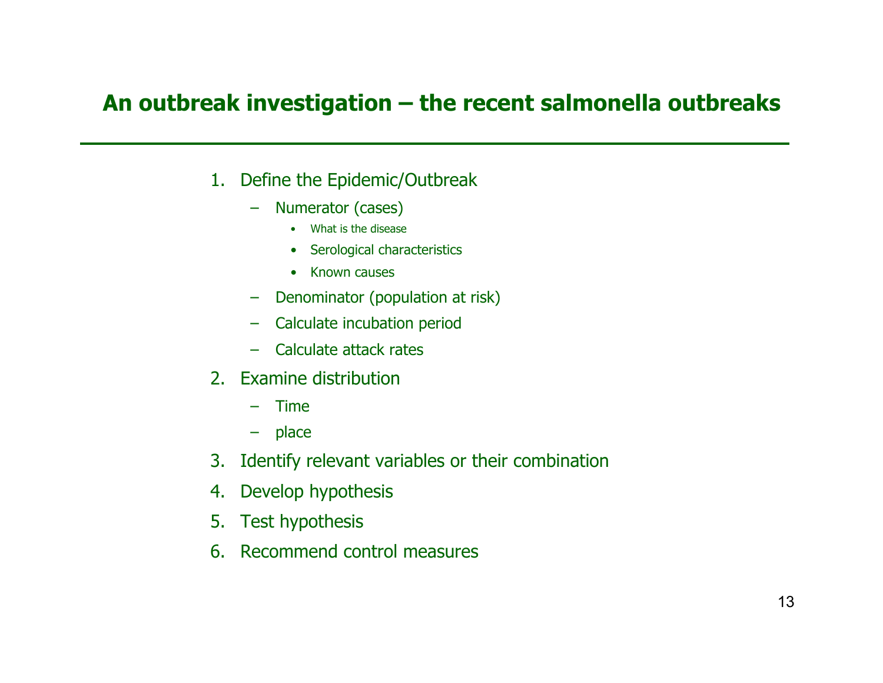## An outbreak investigation – the recent salmonella outbreaks

1. Define the Epidemic/Outbreak
   - Numerator (cases)
     - What is the disease
     - Serological characteristics
     - Known causes
   - Denominator (population at risk)
   - Calculate incubation period
   - Calculate attack rates
2. Examine distribution
   - Time
   - place
3. Identify relevant variables or their combination
4. Develop hypothesis
5. Test hypothesis
6. Recommend control measures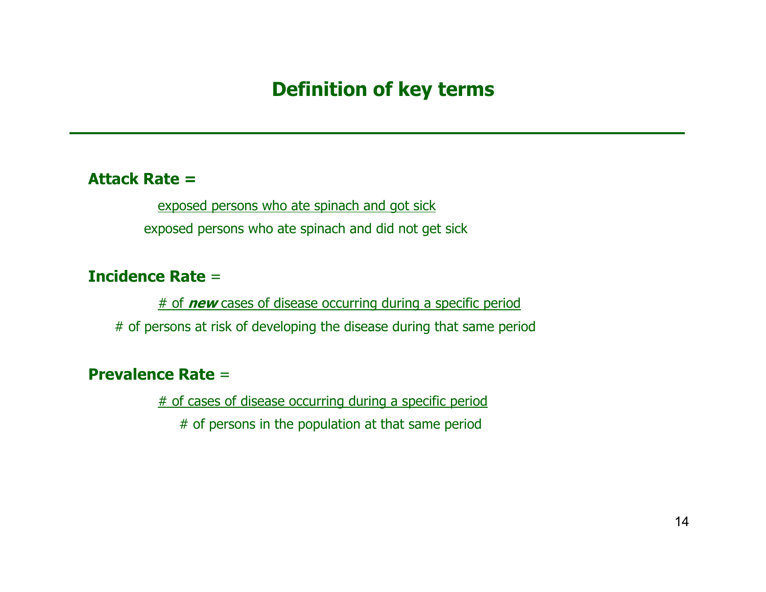# Definition of key terms

**Attack Rate =**

$$\frac{\text{exposed persons who ate spinach and got sick}}{\text{exposed persons who ate spinach and did not get sick}}$$

**Incidence Rate** =

$$\frac{\text{\# of } \textbf{\textit{new}} \text{ cases of disease occurring during a specific period}}{\text{\# of persons at risk of developing the disease during that same period}}$$

**Prevalence Rate** =

$$\frac{\text{\# of cases of disease occurring during a specific period}}{\text{\# of persons in the population at that same period}}$$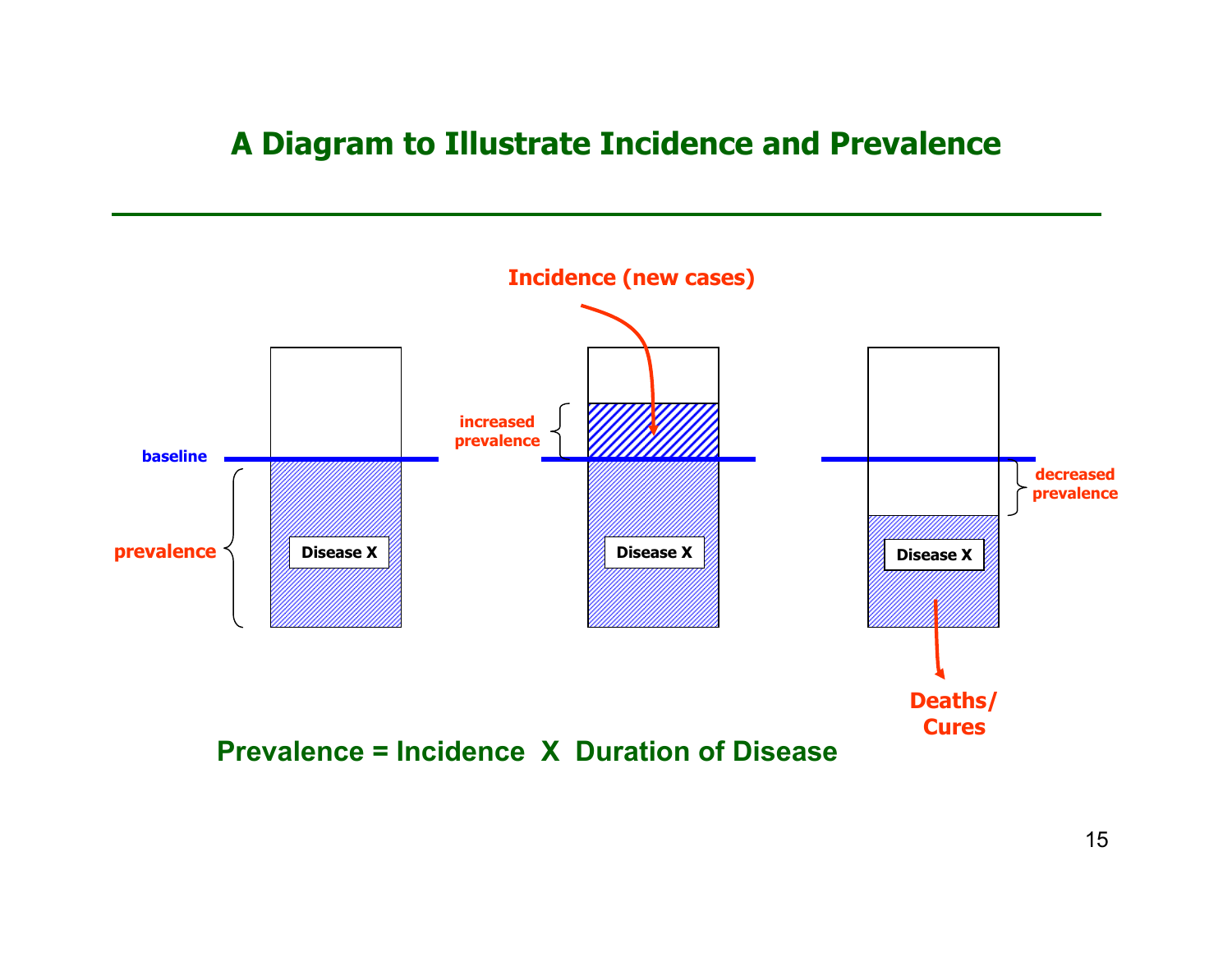# A Diagram to Illustrate Incidence and Prevalence

Incidence (new cases)

baseline

prevalence

Disease X

increased prevalence

Disease X

decreased prevalence

Disease X

Deaths/ Cures

**Prevalence = Incidence X Duration of Disease**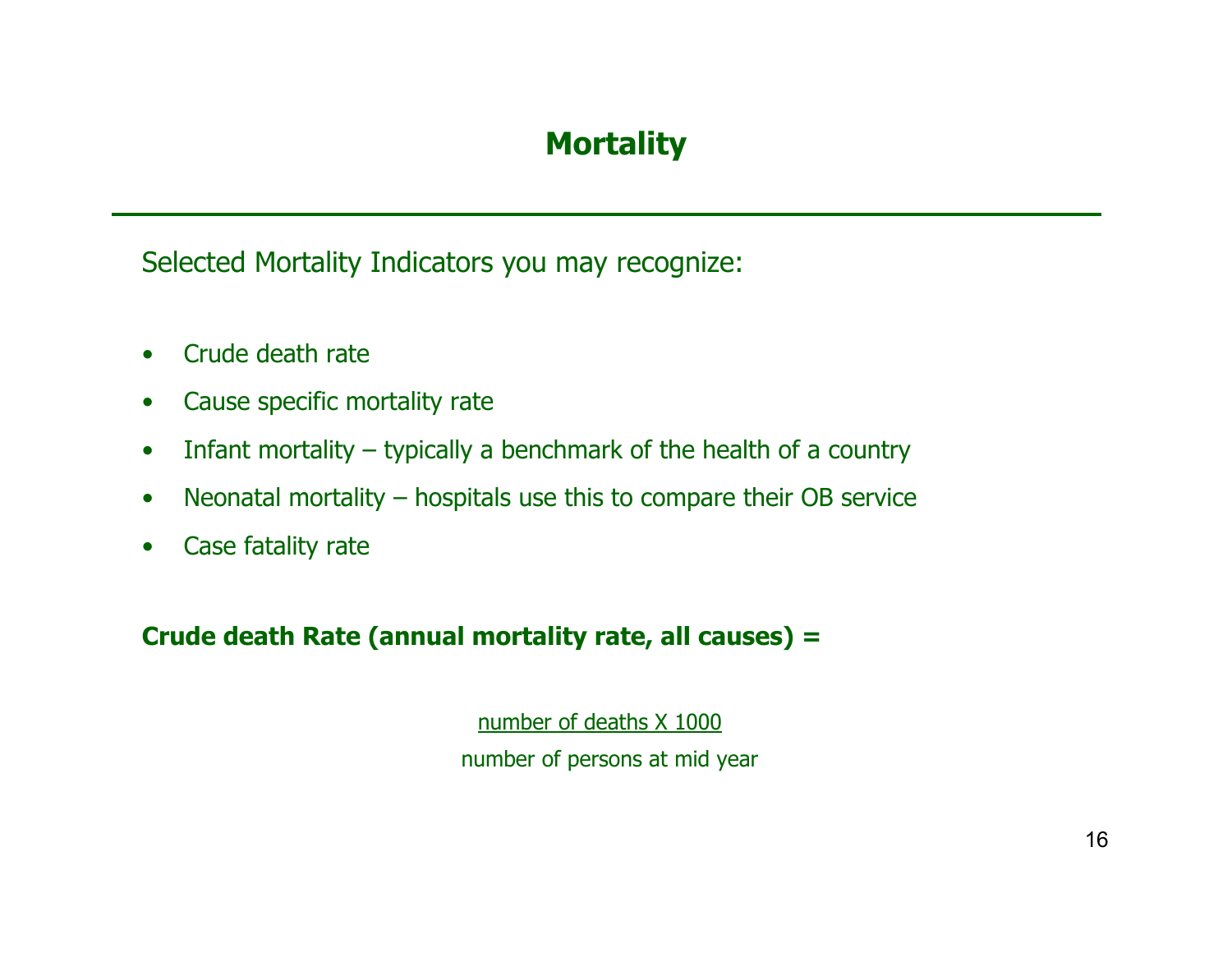# Mortality

Selected Mortality Indicators you may recognize:

- Crude death rate
- Cause specific mortality rate
- Infant mortality – typically a benchmark of the health of a country
- Neonatal mortality – hospitals use this to compare their OB service
- Case fatality rate

**Crude death Rate (annual mortality rate, all causes) =**

$$\frac{\text{number of deaths} \times 1000}{\text{number of persons at mid year}}$$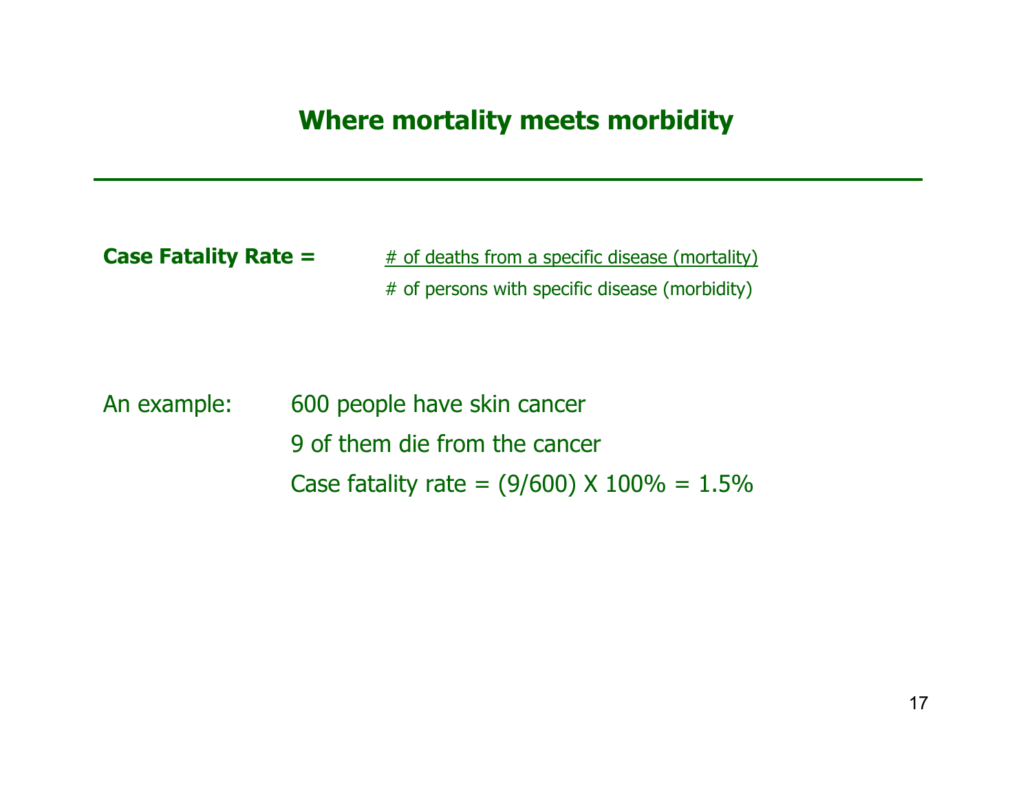## Where mortality meets morbidity

**Case Fatality Rate =** $\dfrac{\text{\# of deaths from a specific disease (mortality)}}{\text{\# of persons with specific disease (morbidity)}}$

An example: 600 people have skin cancer

9 of them die from the cancer

Case fatality rate = (9/600) X 100% = 1.5%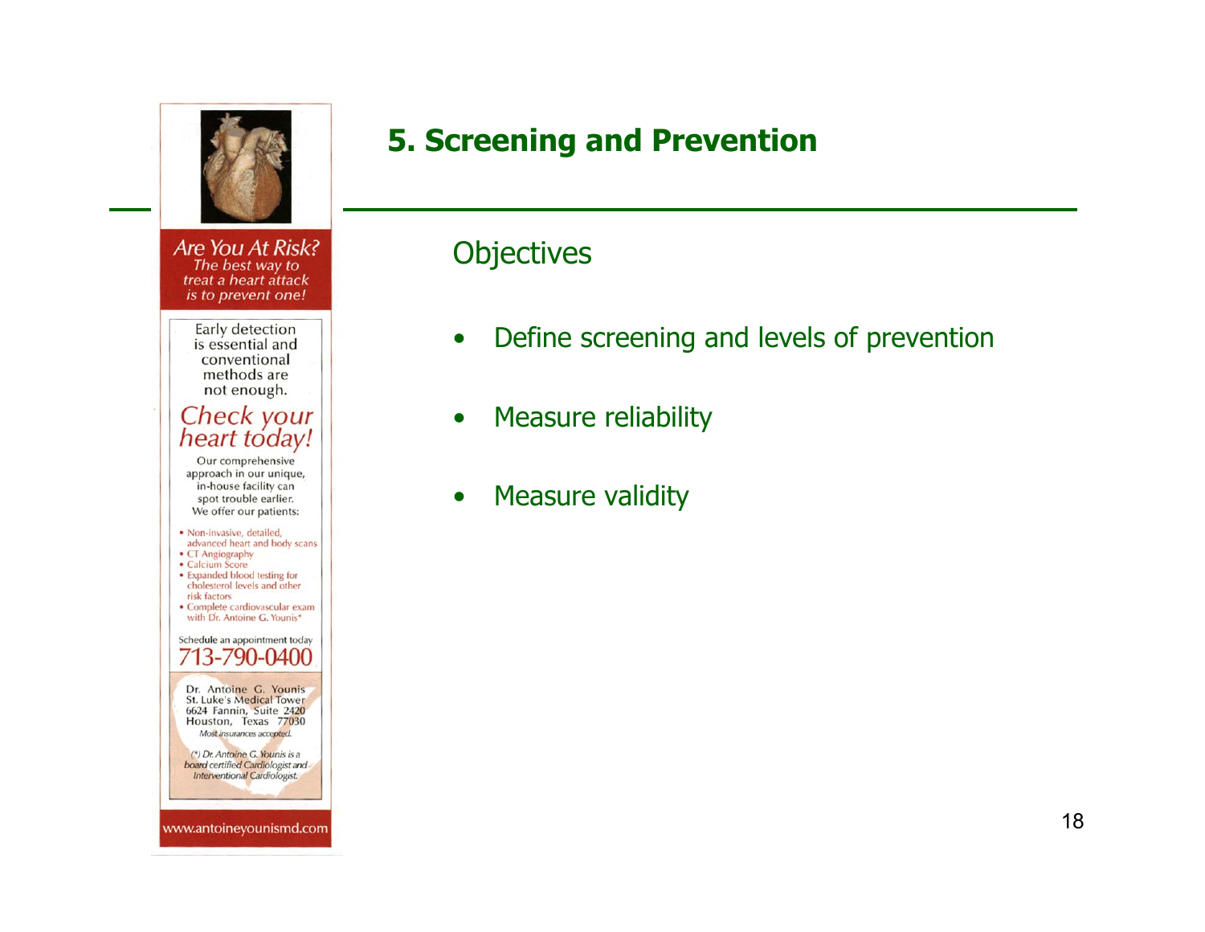## 5. Screening and Prevention

### Objectives

- Define screening and levels of prevention
- Measure reliability
- Measure validity

*Are You At Risk?*
*The best way to treat a heart attack is to prevent one!*

Early detection is essential and conventional methods are not enough.

*Check your heart today!*

Our comprehensive approach in our unique, in-house facility can spot trouble earlier. We offer our patients:

- Non-invasive, detailed, advanced heart and body scans
- CT Angiography
- Calcium Score
- Expanded blood testing for cholesterol levels and other risk factors
- Complete cardiovascular exam with Dr. Antoine G. Younis*

Schedule an appointment today
713-790-0400

Dr. Antoine G. Younis
St. Luke's Medical Tower
6624 Fannin, Suite 2420
Houston, Texas 77030
*Most insurances accepted.*

*(*) Dr. Antoine G. Younis is a board certified Cardiologist and Interventional Cardiologist.*

www.antoineyounismd.com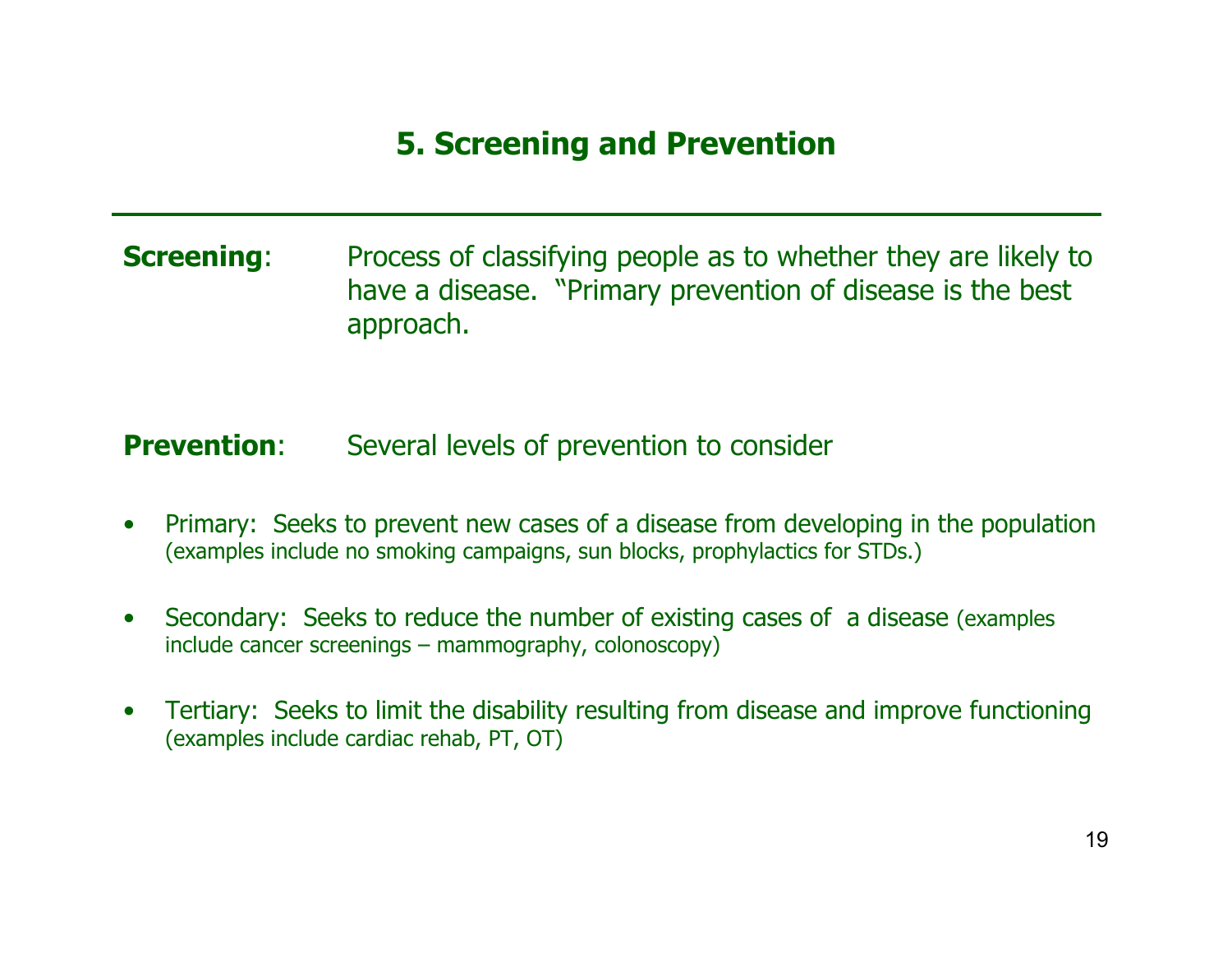# 5. Screening and Prevention

**Screening**: Process of classifying people as to whether they are likely to have a disease. "Primary prevention of disease is the best approach.

**Prevention**: Several levels of prevention to consider

- Primary: Seeks to prevent new cases of a disease from developing in the population (examples include no smoking campaigns, sun blocks, prophylactics for STDs.)
- Secondary: Seeks to reduce the number of existing cases of a disease (examples include cancer screenings – mammography, colonoscopy)
- Tertiary: Seeks to limit the disability resulting from disease and improve functioning (examples include cardiac rehab, PT, OT)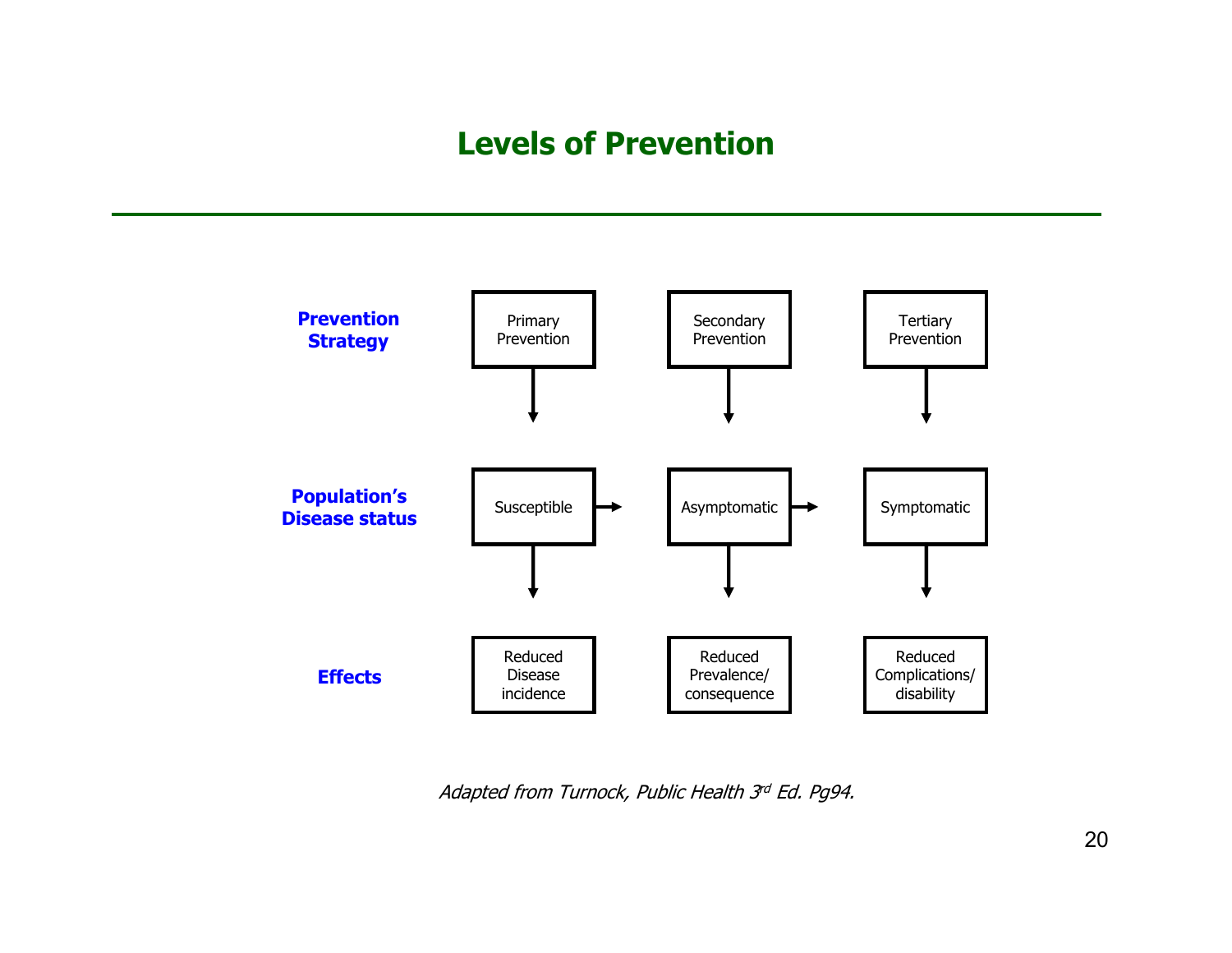# Levels of Prevention

| | | | |
|---|---|---|---|
| **Prevention Strategy** | Primary Prevention | Secondary Prevention | Tertiary Prevention |
| **Population's Disease status** | Susceptible → | Asymptomatic → | Symptomatic |
| **Effects** | Reduced Disease incidence | Reduced Prevalence/ consequence | Reduced Complications/ disability |

*Adapted from Turnock, Public Health 3rd Ed. Pg94.*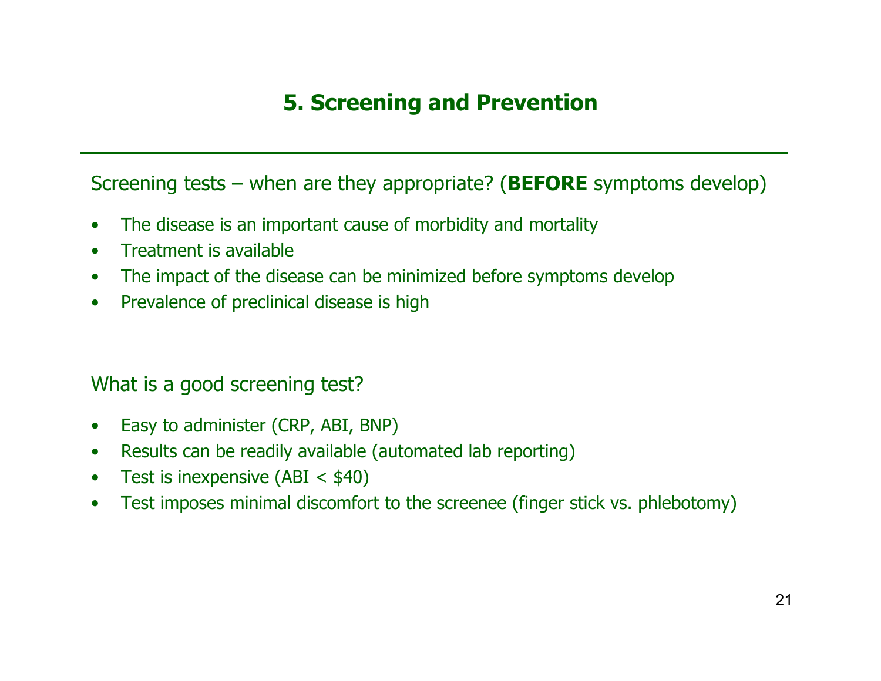## 5. Screening and Prevention

Screening tests – when are they appropriate? (**BEFORE** symptoms develop)

- The disease is an important cause of morbidity and mortality
- Treatment is available
- The impact of the disease can be minimized before symptoms develop
- Prevalence of preclinical disease is high

What is a good screening test?

- Easy to administer (CRP, ABI, BNP)
- Results can be readily available (automated lab reporting)
- Test is inexpensive (ABI < $40)
- Test imposes minimal discomfort to the screenee (finger stick vs. phlebotomy)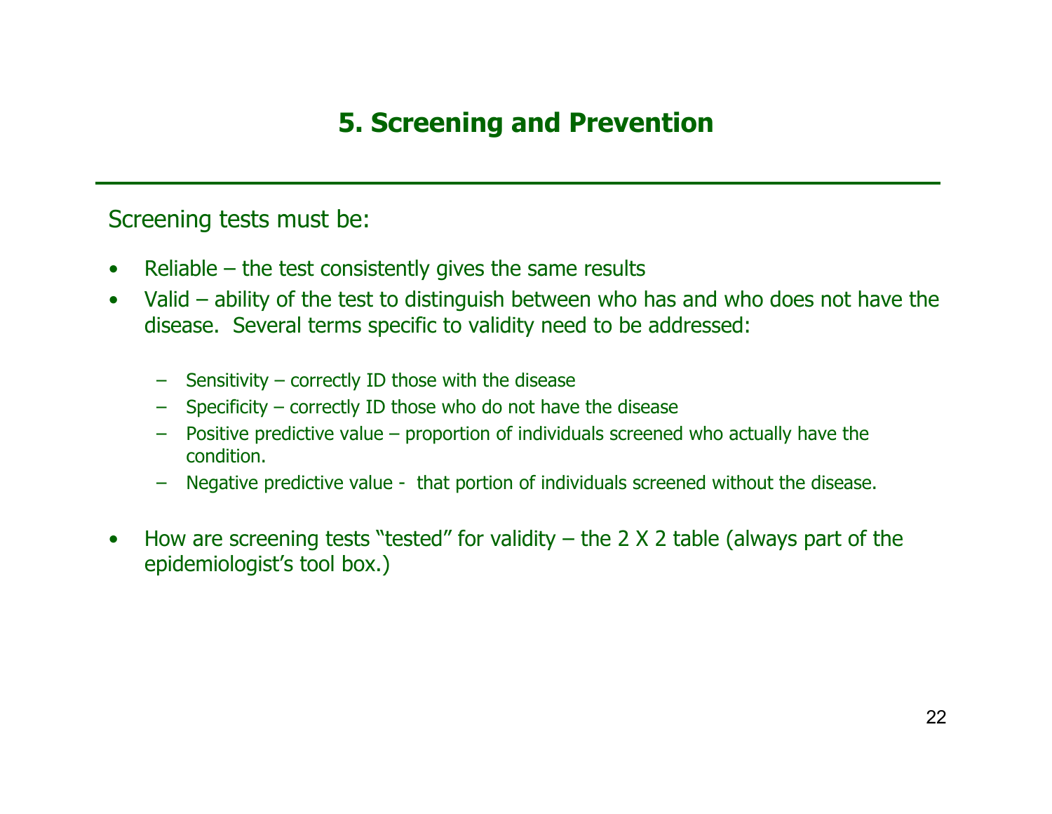# 5. Screening and Prevention

Screening tests must be:

- Reliable – the test consistently gives the same results
- Valid – ability of the test to distinguish between who has and who does not have the disease. Several terms specific to validity need to be addressed:
  - Sensitivity – correctly ID those with the disease
  - Specificity – correctly ID those who do not have the disease
  - Positive predictive value – proportion of individuals screened who actually have the condition.
  - Negative predictive value - that portion of individuals screened without the disease.
- How are screening tests "tested" for validity – the 2 X 2 table (always part of the epidemiologist's tool box.)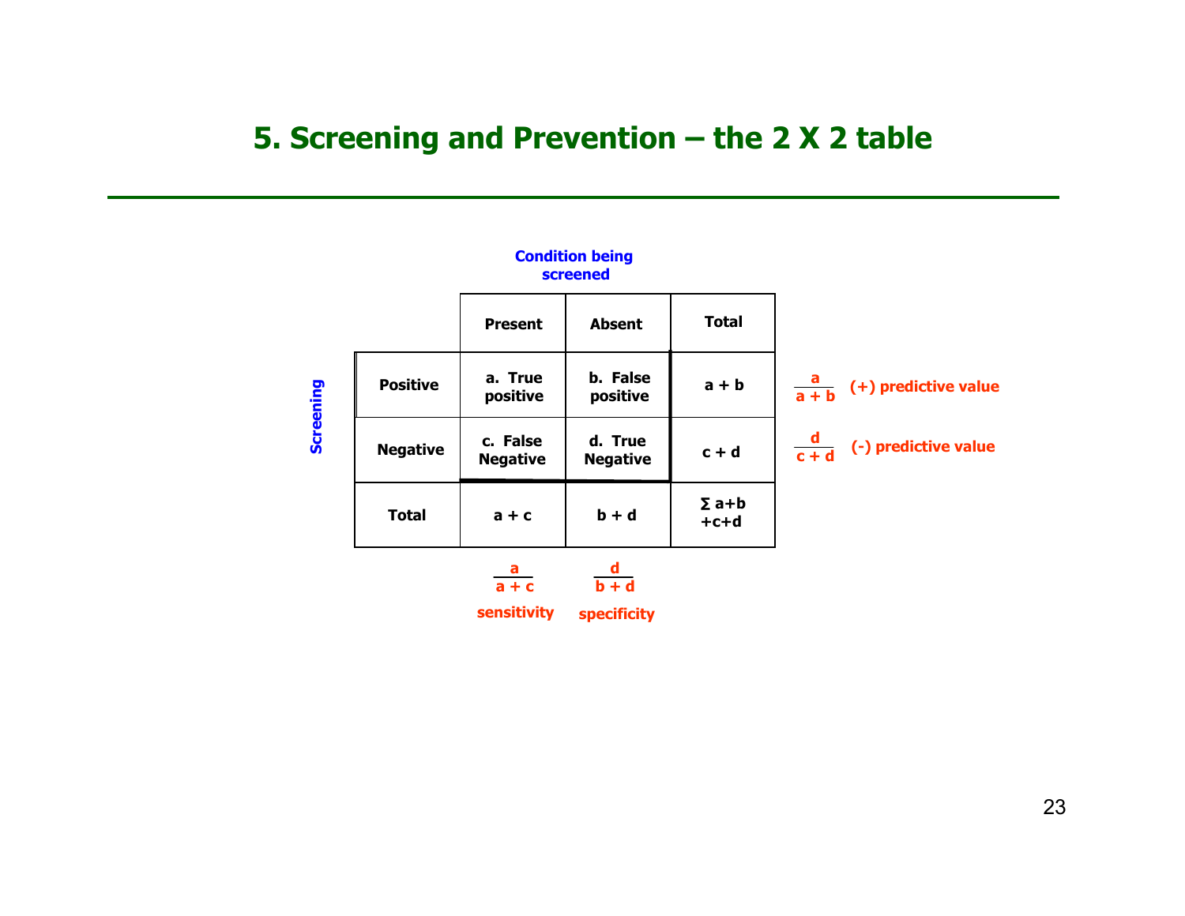# 5. Screening and Prevention – the 2 X 2 table

**Condition being screened**

| Screening | Present | Absent | Total | | |
|---|---|---|---|---|---|
| **Positive** | **a. True positive** | **b. False positive** | **a + b** | $\frac{a}{a+b}$ | **(+) predictive value** |
| **Negative** | **c. False Negative** | **d. True Negative** | **c + d** | $\frac{d}{c+d}$ | **(-) predictive value** |
| **Total** | **a + c** | **b + d** | **∑ a+b +c+d** | | |
| | $\frac{a}{a+c}$ **sensitivity** | $\frac{d}{b+d}$ **specificity** | | | |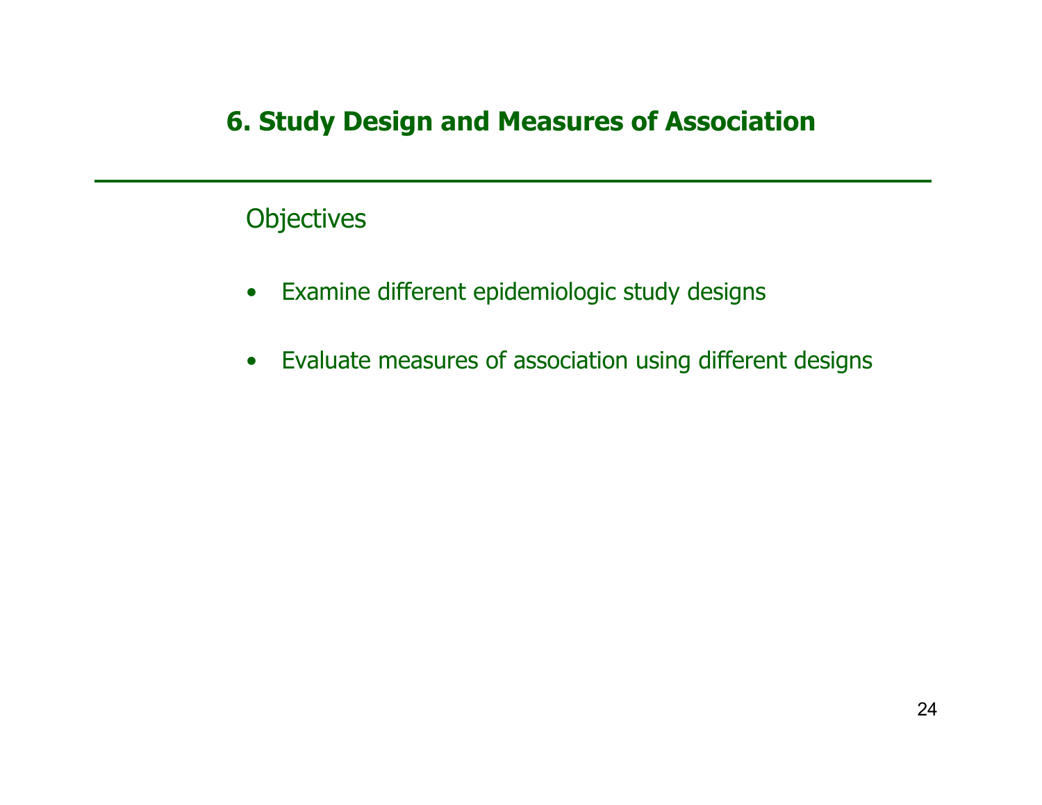# 6. Study Design and Measures of Association

Objectives

- Examine different epidemiologic study designs
- Evaluate measures of association using different designs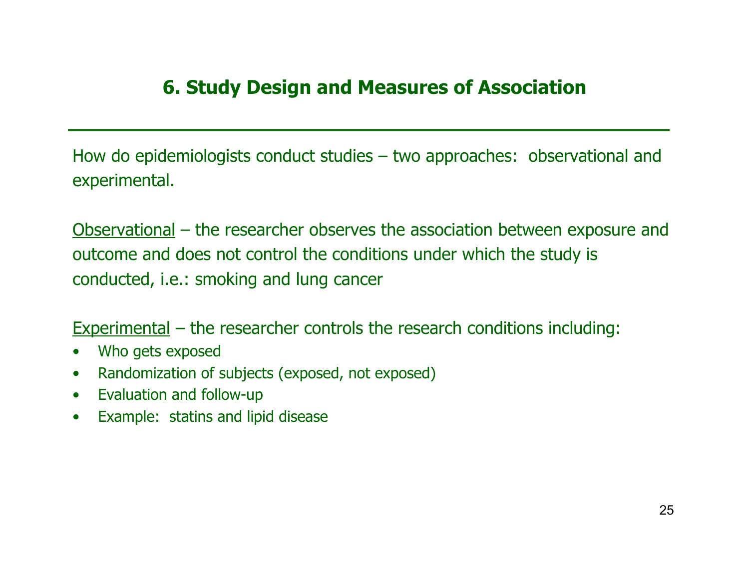## 6. Study Design and Measures of Association

How do epidemiologists conduct studies – two approaches: observational and experimental.

<u>Observational</u> – the researcher observes the association between exposure and outcome and does not control the conditions under which the study is conducted, i.e.: smoking and lung cancer

<u>Experimental</u> – the researcher controls the research conditions including:

- Who gets exposed
- Randomization of subjects (exposed, not exposed)
- Evaluation and follow-up
- Example: statins and lipid disease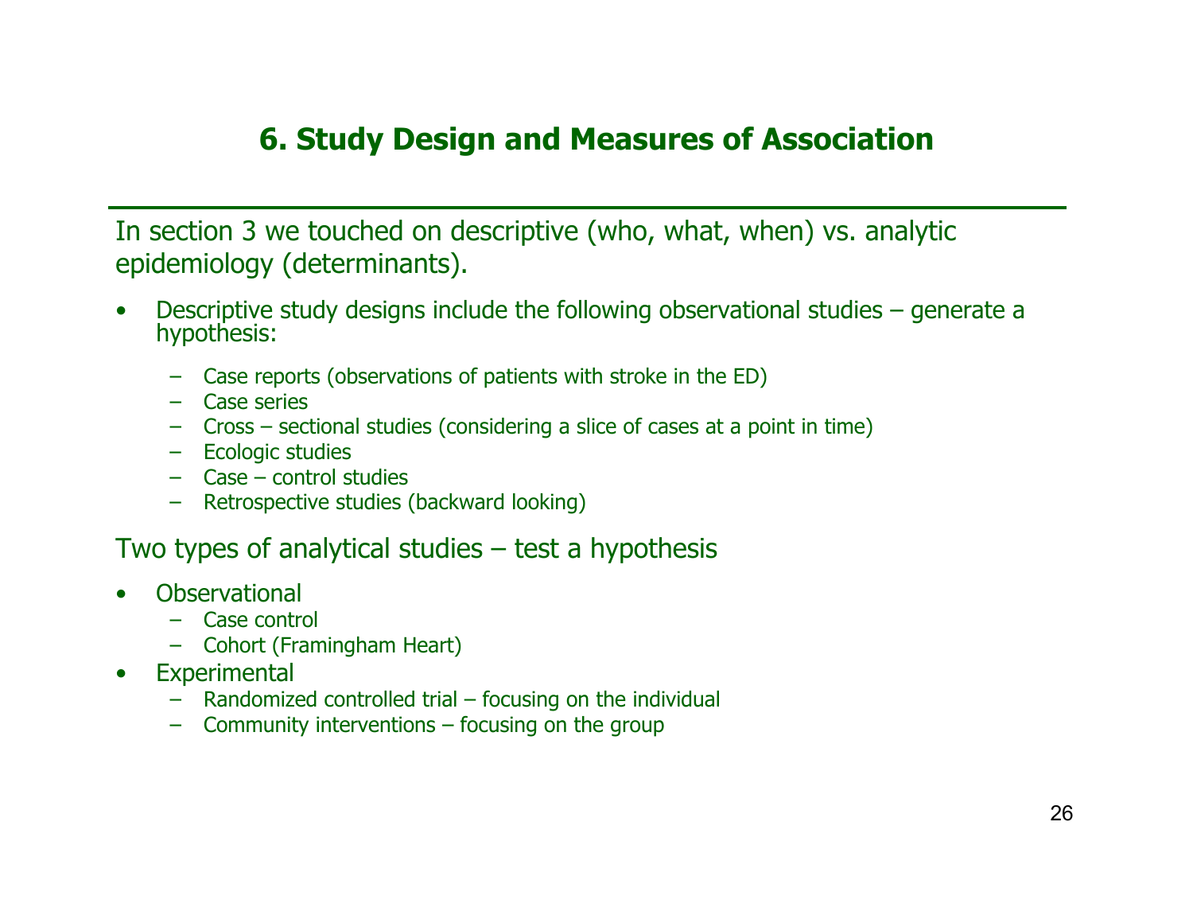# 6. Study Design and Measures of Association

In section 3 we touched on descriptive (who, what, when) vs. analytic epidemiology (determinants).

- Descriptive study designs include the following observational studies – generate a hypothesis:
  - Case reports (observations of patients with stroke in the ED)
  - Case series
  - Cross – sectional studies (considering a slice of cases at a point in time)
  - Ecologic studies
  - Case – control studies
  - Retrospective studies (backward looking)

Two types of analytical studies – test a hypothesis

- Observational
  - Case control
  - Cohort (Framingham Heart)
- Experimental
  - Randomized controlled trial – focusing on the individual
  - Community interventions – focusing on the group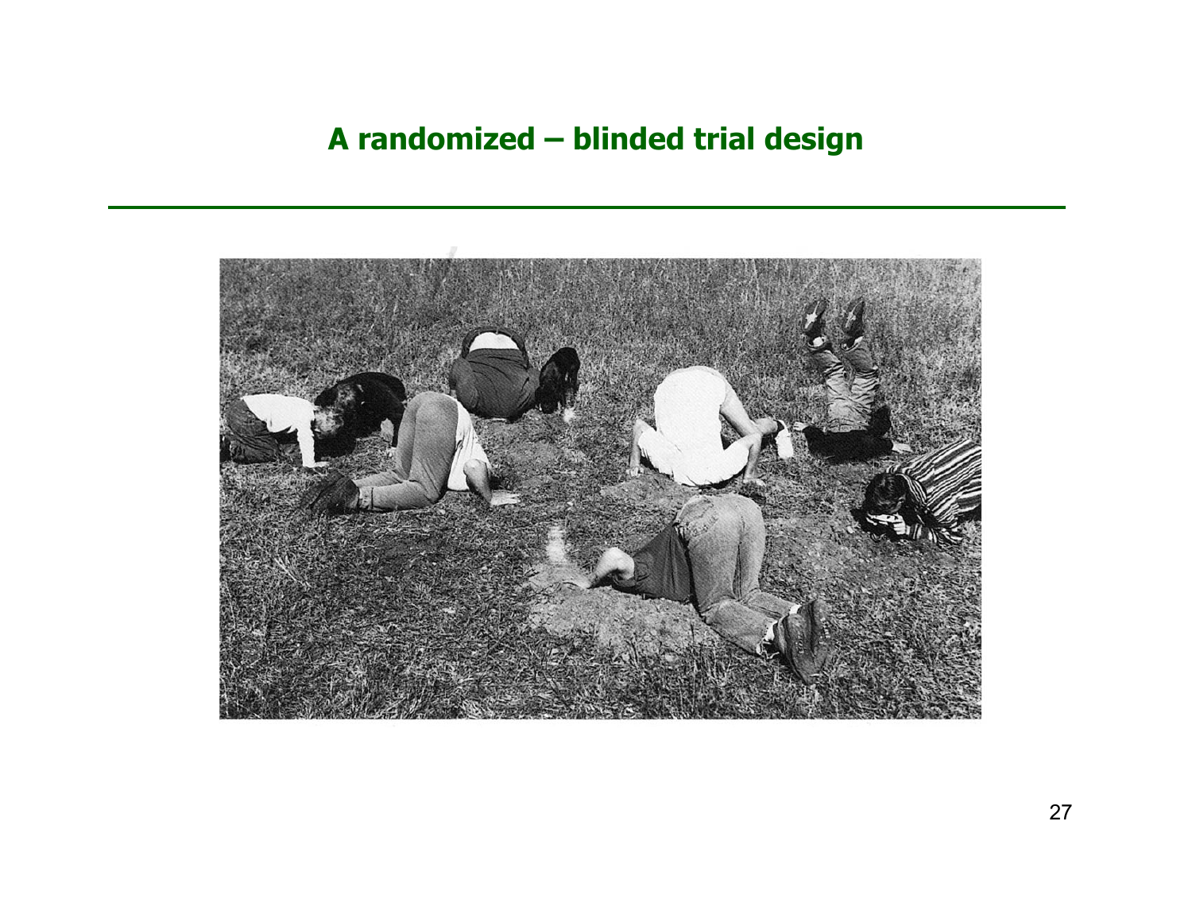# A randomized – blinded trial design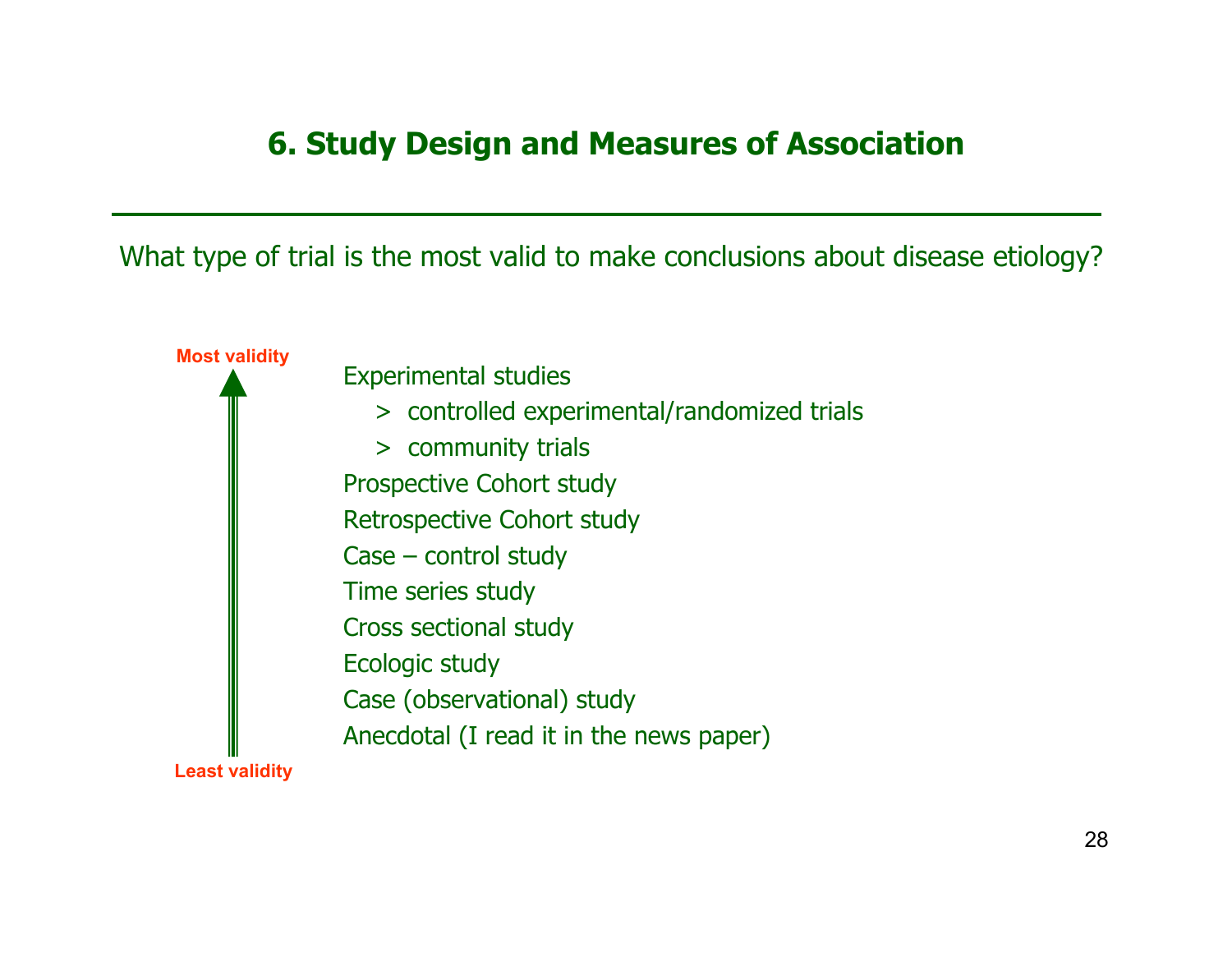# 6. Study Design and Measures of Association

What type of trial is the most valid to make conclusions about disease etiology?

**Most validity**

- Experimental studies
  - > controlled experimental/randomized trials
  - > community trials
- Prospective Cohort study
- Retrospective Cohort study
- Case – control study
- Time series study
- Cross sectional study
- Ecologic study
- Case (observational) study
- Anecdotal (I read it in the news paper)

**Least validity**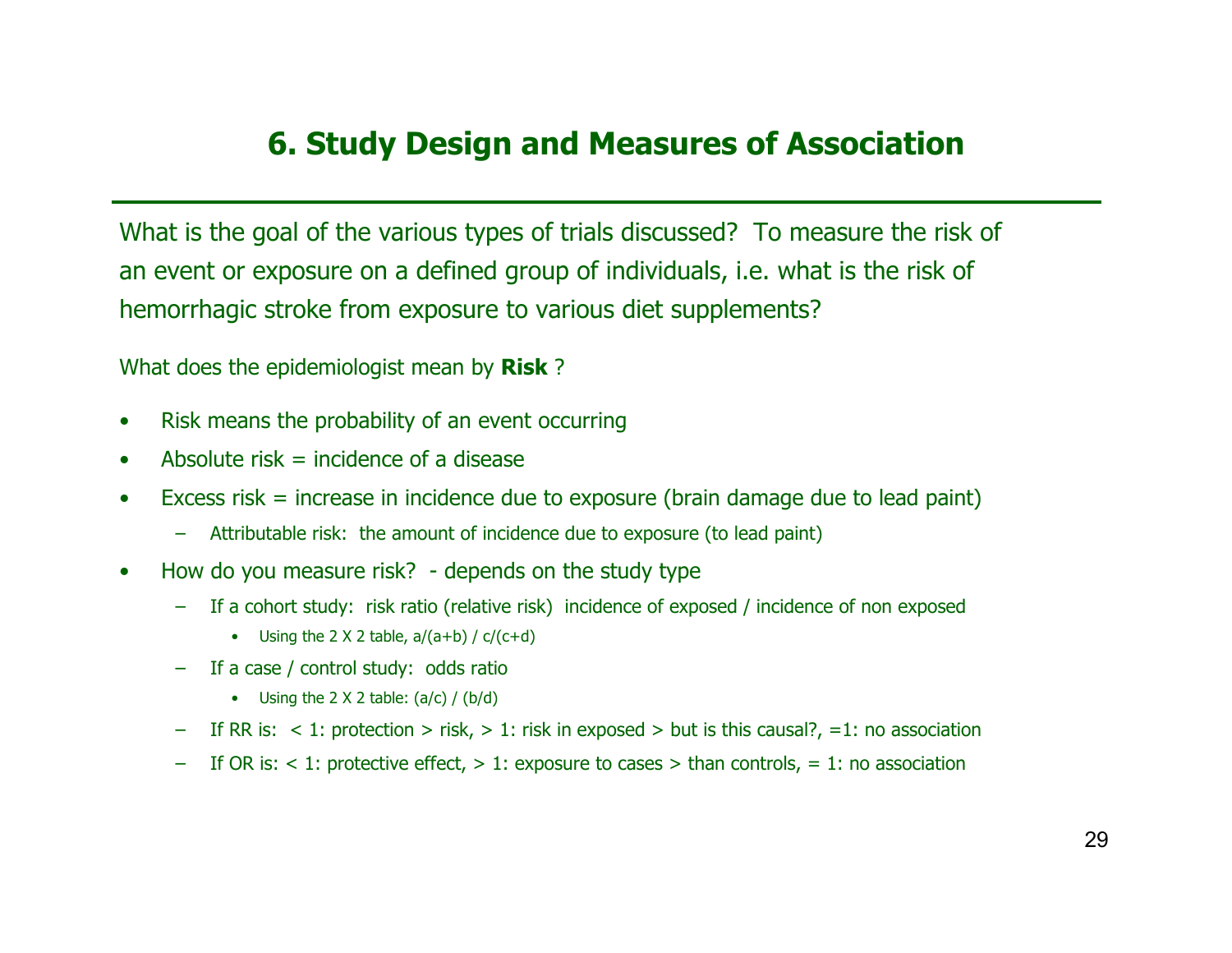# 6. Study Design and Measures of Association

What is the goal of the various types of trials discussed? To measure the risk of an event or exposure on a defined group of individuals, i.e. what is the risk of hemorrhagic stroke from exposure to various diet supplements?

What does the epidemiologist mean by **Risk** ?

- Risk means the probability of an event occurring
- Absolute risk = incidence of a disease
- Excess risk = increase in incidence due to exposure (brain damage due to lead paint)
  - Attributable risk: the amount of incidence due to exposure (to lead paint)
- How do you measure risk? - depends on the study type
  - If a cohort study: risk ratio (relative risk) incidence of exposed / incidence of non exposed
    - Using the 2 X 2 table, $a/(a+b)$ / $c/(c+d)$
  - If a case / control study: odds ratio
    - Using the 2 X 2 table: $(a/c)$ / $(b/d)$
  - If RR is: < 1: protection > risk, > 1: risk in exposed > but is this causal?, =1: no association
  - If OR is: < 1: protective effect, > 1: exposure to cases > than controls, = 1: no association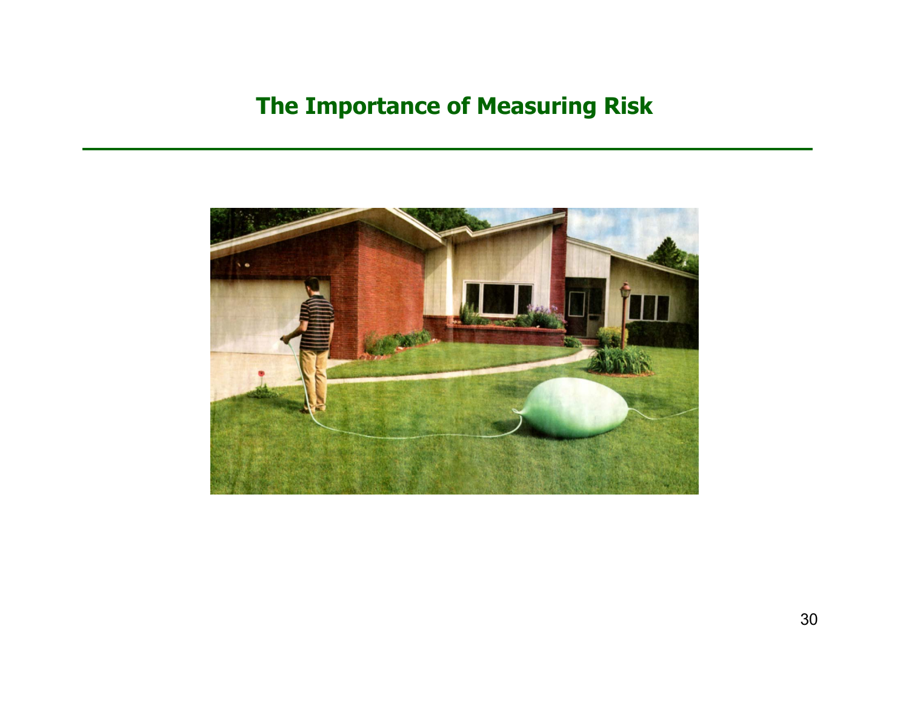# The Importance of Measuring Risk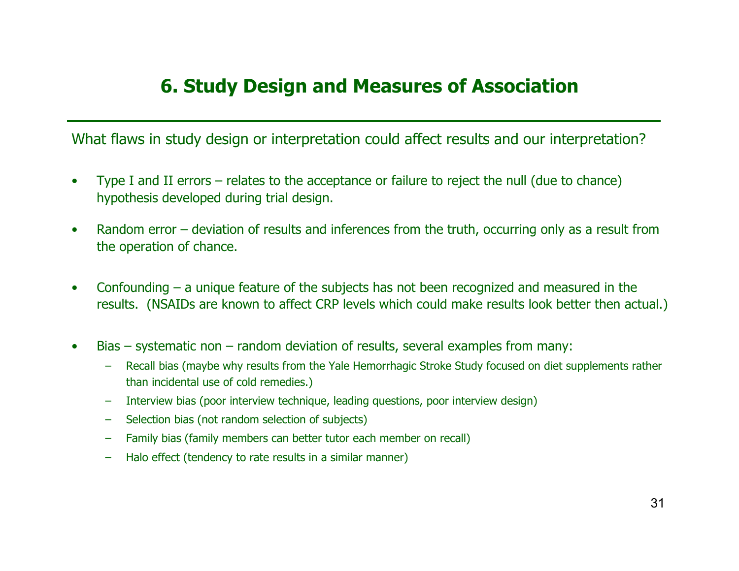# 6. Study Design and Measures of Association

What flaws in study design or interpretation could affect results and our interpretation?

- Type I and II errors – relates to the acceptance or failure to reject the null (due to chance) hypothesis developed during trial design.
- Random error – deviation of results and inferences from the truth, occurring only as a result from the operation of chance.
- Confounding – a unique feature of the subjects has not been recognized and measured in the results. (NSAIDs are known to affect CRP levels which could make results look better then actual.)
- Bias – systematic non – random deviation of results, several examples from many:
  - Recall bias (maybe why results from the Yale Hemorrhagic Stroke Study focused on diet supplements rather than incidental use of cold remedies.)
  - Interview bias (poor interview technique, leading questions, poor interview design)
  - Selection bias (not random selection of subjects)
  - Family bias (family members can better tutor each member on recall)
  - Halo effect (tendency to rate results in a similar manner)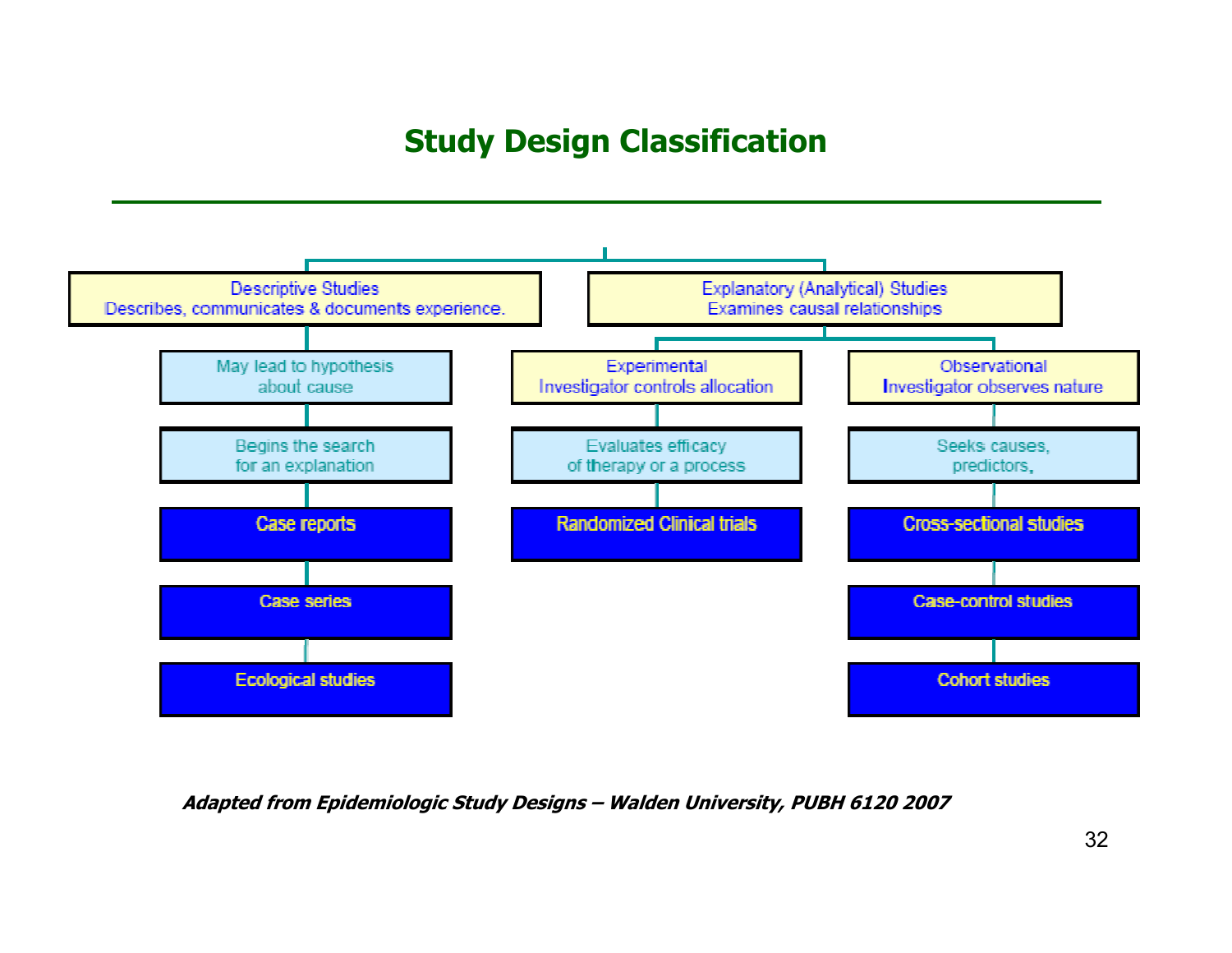# Study Design Classification

- **Descriptive Studies** — Describes, communicates & documents experience.
  - May lead to hypothesis about cause
  - Begins the search for an explanation
  - Case reports
  - Case series
  - Ecological studies
- **Explanatory (Analytical) Studies** — Examines causal relationships
  - **Experimental** — Investigator controls allocation
    - Evaluates efficacy of therapy or a process
    - Randomized Clinical trials
  - **Observational** — Investigator observes nature
    - Seeks causes, predictors,
    - Cross-sectional studies
    - Case-control studies
    - Cohort studies

***Adapted from Epidemiologic Study Designs – Walden University, PUBH 6120 2007***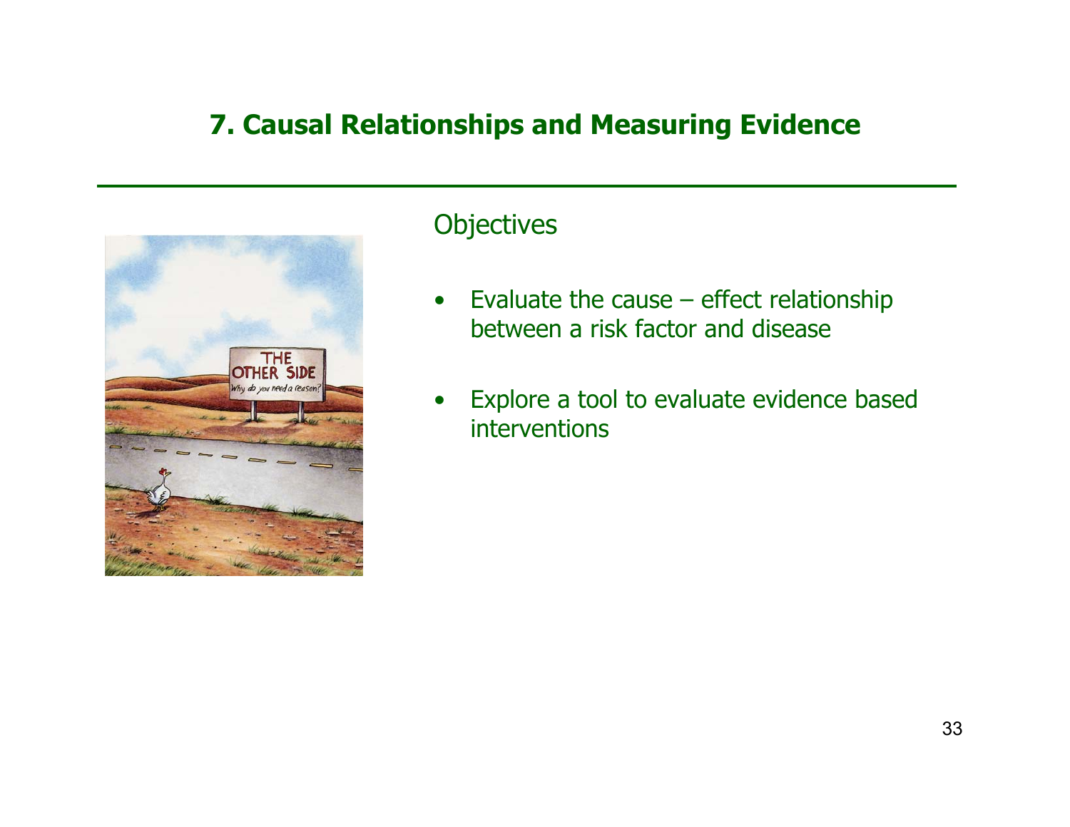# 7. Causal Relationships and Measuring Evidence

Objectives

- Evaluate the cause – effect relationship between a risk factor and disease
- Explore a tool to evaluate evidence based interventions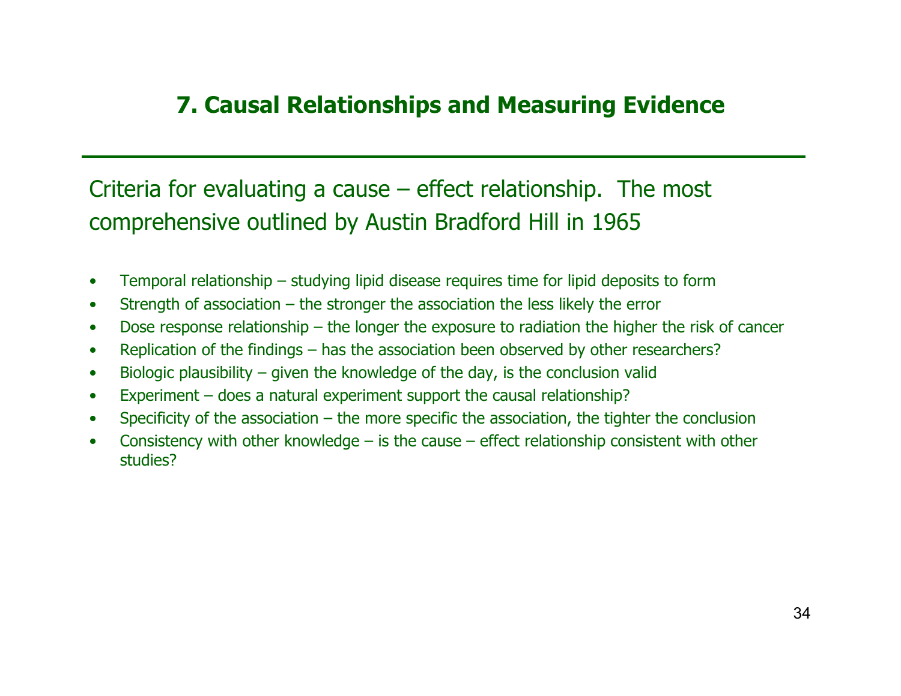# 7. Causal Relationships and Measuring Evidence

Criteria for evaluating a cause – effect relationship. The most comprehensive outlined by Austin Bradford Hill in 1965

- Temporal relationship – studying lipid disease requires time for lipid deposits to form
- Strength of association – the stronger the association the less likely the error
- Dose response relationship – the longer the exposure to radiation the higher the risk of cancer
- Replication of the findings – has the association been observed by other researchers?
- Biologic plausibility – given the knowledge of the day, is the conclusion valid
- Experiment – does a natural experiment support the causal relationship?
- Specificity of the association – the more specific the association, the tighter the conclusion
- Consistency with other knowledge – is the cause – effect relationship consistent with other studies?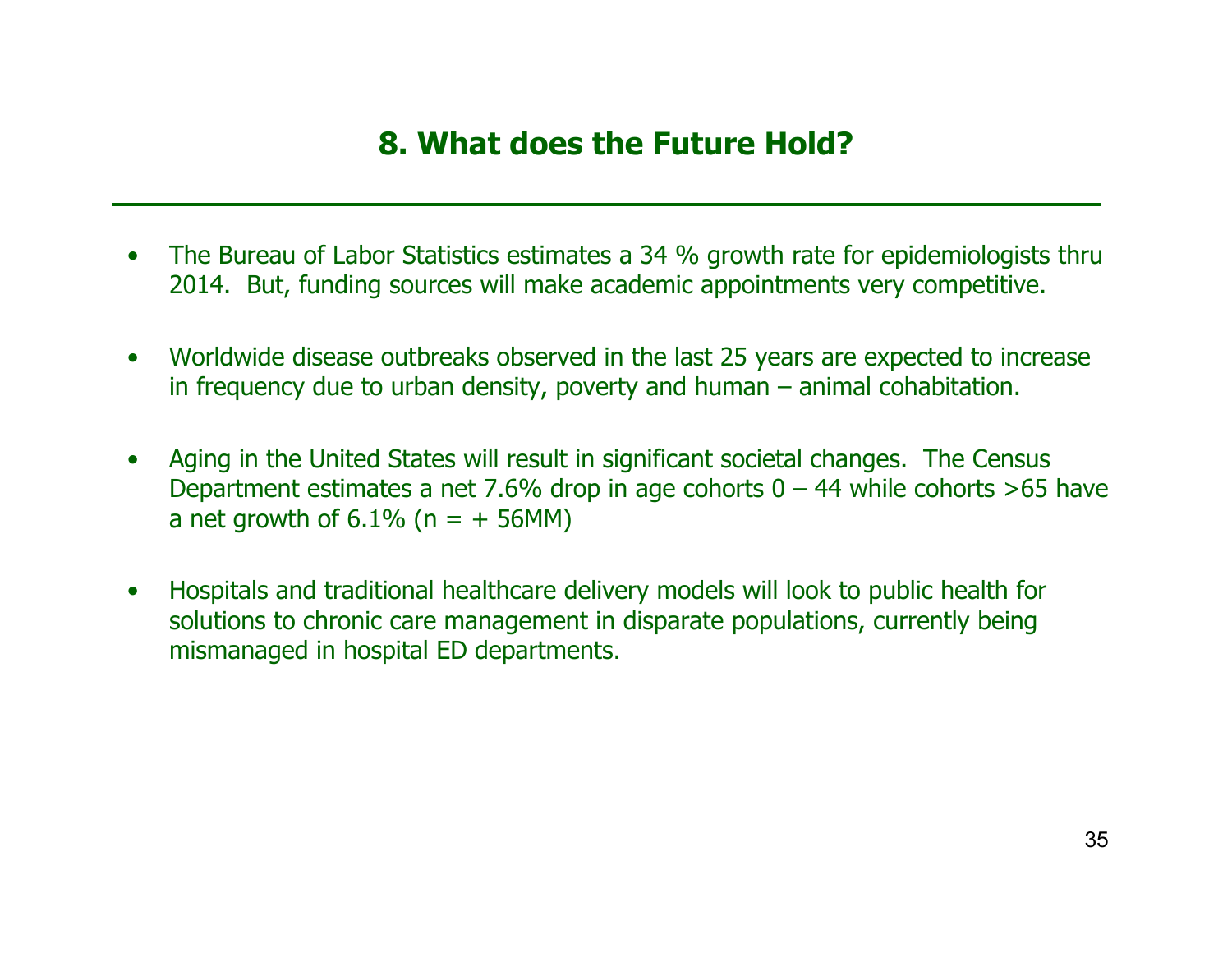## 8. What does the Future Hold?

- The Bureau of Labor Statistics estimates a 34 % growth rate for epidemiologists thru 2014. But, funding sources will make academic appointments very competitive.
- Worldwide disease outbreaks observed in the last 25 years are expected to increase in frequency due to urban density, poverty and human – animal cohabitation.
- Aging in the United States will result in significant societal changes. The Census Department estimates a net 7.6% drop in age cohorts 0 – 44 while cohorts >65 have a net growth of 6.1% (n = + 56MM)
- Hospitals and traditional healthcare delivery models will look to public health for solutions to chronic care management in disparate populations, currently being mismanaged in hospital ED departments.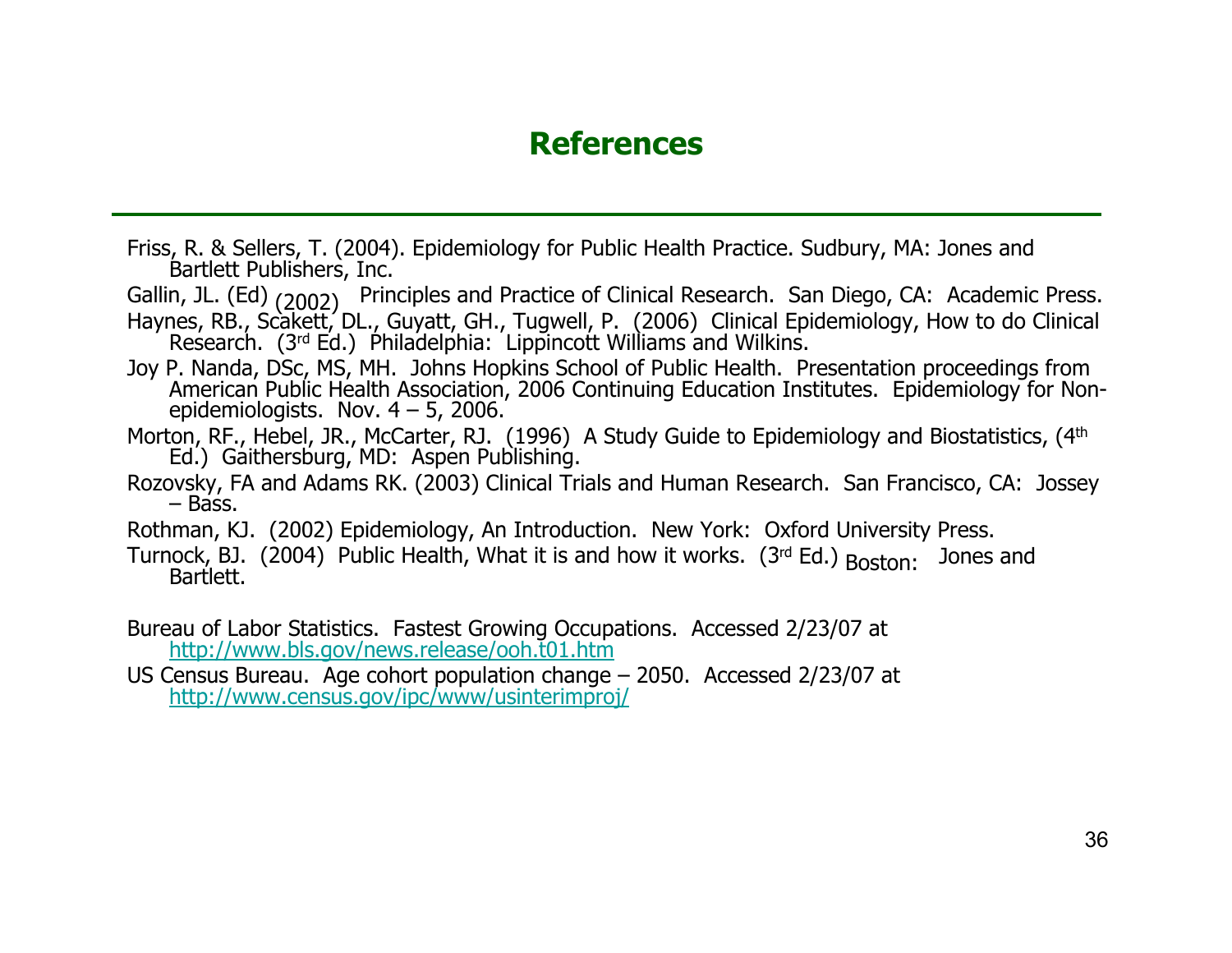# References

Friss, R. & Sellers, T. (2004). Epidemiology for Public Health Practice. Sudbury, MA: Jones and Bartlett Publishers, Inc.

Gallin, JL. (Ed) (2002) Principles and Practice of Clinical Research. San Diego, CA: Academic Press.

Haynes, RB., Scakett, DL., Guyatt, GH., Tugwell, P. (2006) Clinical Epidemiology, How to do Clinical Research. (3rd Ed.) Philadelphia: Lippincott Williams and Wilkins.

Joy P. Nanda, DSc, MS, MH. Johns Hopkins School of Public Health. Presentation proceedings from American Public Health Association, 2006 Continuing Education Institutes. Epidemiology for Non-epidemiologists. Nov. 4 – 5, 2006.

Morton, RF., Hebel, JR., McCarter, RJ. (1996) A Study Guide to Epidemiology and Biostatistics, (4th Ed.) Gaithersburg, MD: Aspen Publishing.

Rozovsky, FA and Adams RK. (2003) Clinical Trials and Human Research. San Francisco, CA: Jossey – Bass.

Rothman, KJ. (2002) Epidemiology, An Introduction. New York: Oxford University Press.

Turnock, BJ. (2004) Public Health, What it is and how it works. (3rd Ed.) Boston: Jones and Bartlett.

Bureau of Labor Statistics. Fastest Growing Occupations. Accessed 2/23/07 at http://www.bls.gov/news.release/ooh.t01.htm

US Census Bureau. Age cohort population change – 2050. Accessed 2/23/07 at http://www.census.gov/ipc/www/usinterimproj/